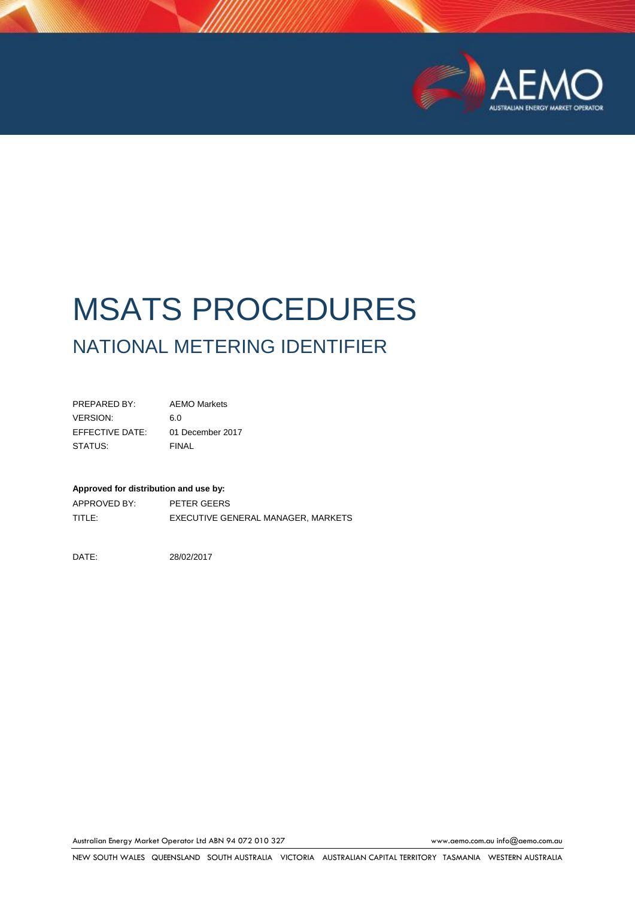# MSATS PROCEDURES

## NATIONAL METERING IDENTIFIER

| | |
|---|---|
| PREPARED BY: | AEMO Markets |
| VERSION: | 6.0 |
| EFFECTIVE DATE: | 01 December 2017 |
| STATUS: | FINAL |

**Approved for distribution and use by:**

| | |
|---|---|
| APPROVED BY: | PETER GEERS |
| TITLE: | EXECUTIVE GENERAL MANAGER, MARKETS |

DATE: 28/02/2017

Australian Energy Market Operator Ltd ABN 94 072 010 327 www.aemo.com.au info@aemo.com.au

NEW SOUTH WALES QUEENSLAND SOUTH AUSTRALIA VICTORIA AUSTRALIAN CAPITAL TERRITORY TASMANIA WESTERN AUSTRALIA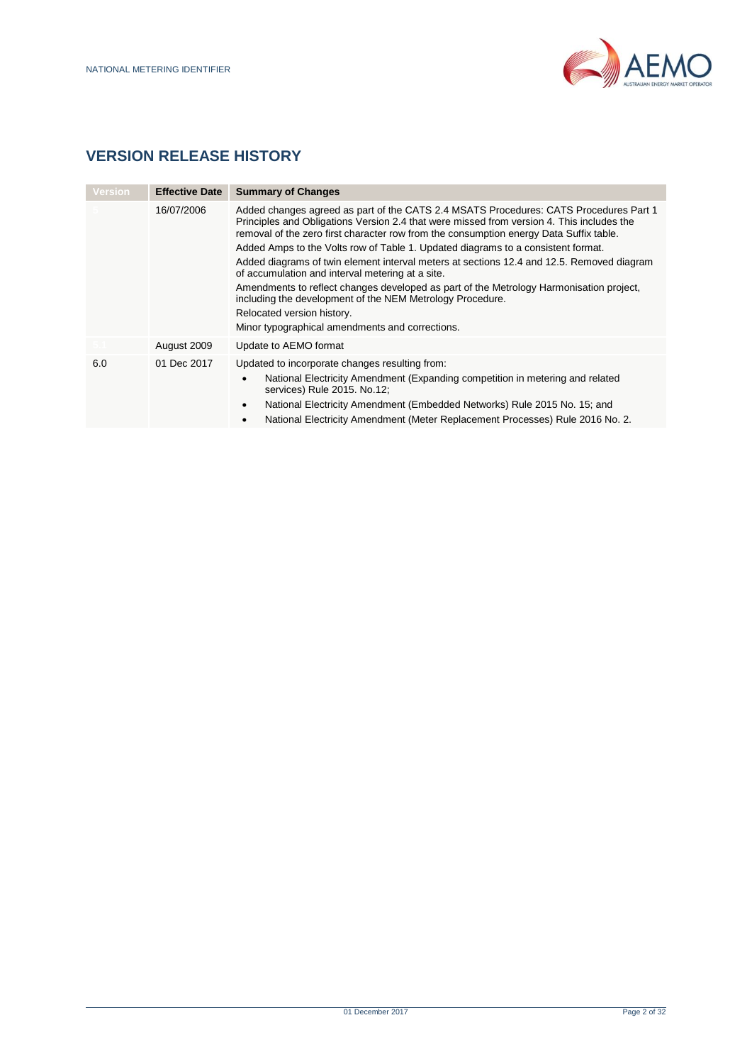## VERSION RELEASE HISTORY

| Version | Effective Date | Summary of Changes |
|---|---|---|
| 5 | 16/07/2006 | Added changes agreed as part of the CATS 2.4 MSATS Procedures: CATS Procedures Part 1 Principles and Obligations Version 2.4 that were missed from version 4. This includes the removal of the zero first character row from the consumption energy Data Suffix table.<br>Added Amps to the Volts row of Table 1. Updated diagrams to a consistent format.<br>Added diagrams of twin element interval meters at sections 12.4 and 12.5. Removed diagram of accumulation and interval metering at a site.<br>Amendments to reflect changes developed as part of the Metrology Harmonisation project, including the development of the NEM Metrology Procedure.<br>Relocated version history.<br>Minor typographical amendments and corrections. |
| 5.1 | August 2009 | Update to AEMO format |
| 6.0 | 01 Dec 2017 | Updated to incorporate changes resulting from:<br>• National Electricity Amendment (Expanding competition in metering and related services) Rule 2015. No.12;<br>• National Electricity Amendment (Embedded Networks) Rule 2015 No. 15; and<br>• National Electricity Amendment (Meter Replacement Processes) Rule 2016 No. 2. |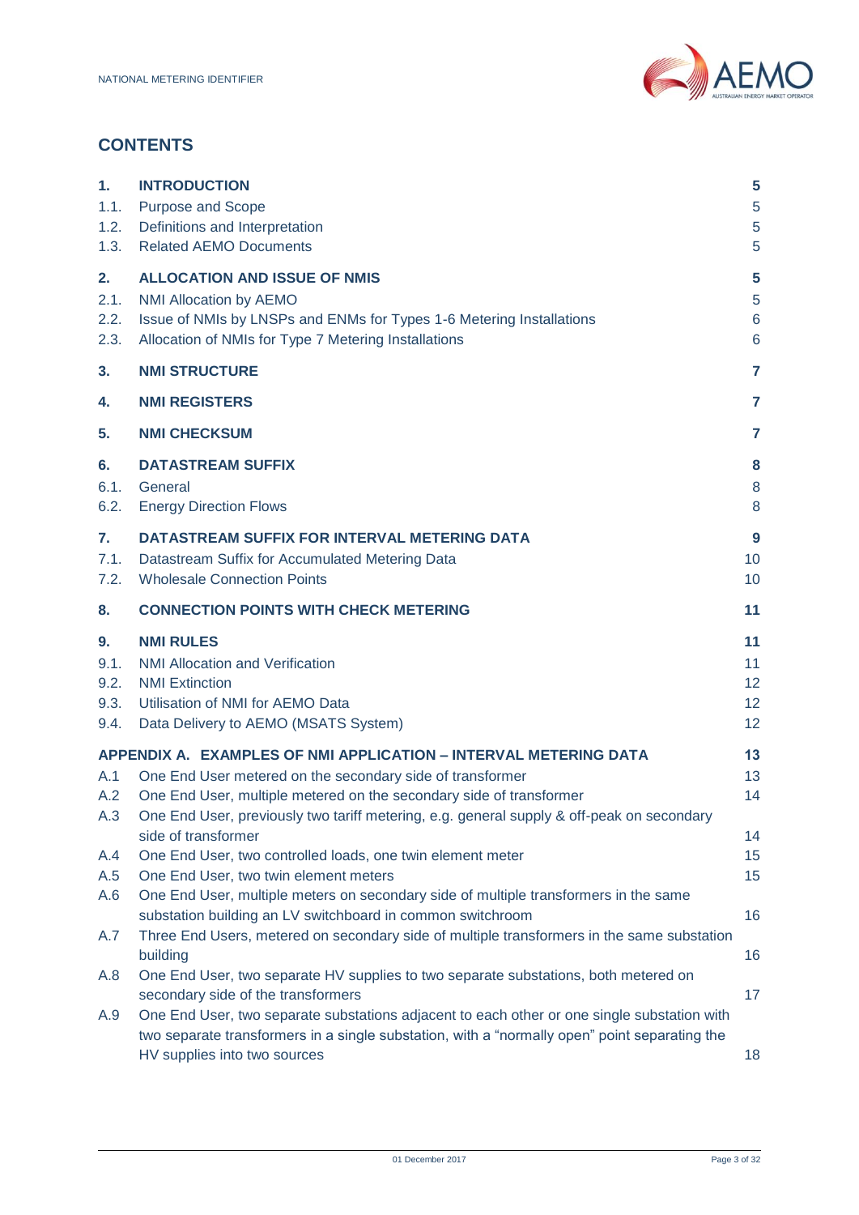## CONTENTS

| | | |
|---|---|---|
| **1.** | **INTRODUCTION** | **5** |
| 1.1. | Purpose and Scope | 5 |
| 1.2. | Definitions and Interpretation | 5 |
| 1.3. | Related AEMO Documents | 5 |
| **2.** | **ALLOCATION AND ISSUE OF NMIS** | **5** |
| 2.1. | NMI Allocation by AEMO | 5 |
| 2.2. | Issue of NMIs by LNSPs and ENMs for Types 1-6 Metering Installations | 6 |
| 2.3. | Allocation of NMIs for Type 7 Metering Installations | 6 |
| **3.** | **NMI STRUCTURE** | **7** |
| **4.** | **NMI REGISTERS** | **7** |
| **5.** | **NMI CHECKSUM** | **7** |
| **6.** | **DATASTREAM SUFFIX** | **8** |
| 6.1. | General | 8 |
| 6.2. | Energy Direction Flows | 8 |
| **7.** | **DATASTREAM SUFFIX FOR INTERVAL METERING DATA** | **9** |
| 7.1. | Datastream Suffix for Accumulated Metering Data | 10 |
| 7.2. | Wholesale Connection Points | 10 |
| **8.** | **CONNECTION POINTS WITH CHECK METERING** | **11** |
| **9.** | **NMI RULES** | **11** |
| 9.1. | NMI Allocation and Verification | 11 |
| 9.2. | NMI Extinction | 12 |
| 9.3. | Utilisation of NMI for AEMO Data | 12 |
| 9.4. | Data Delivery to AEMO (MSATS System) | 12 |
| **APPENDIX A.** | **EXAMPLES OF NMI APPLICATION – INTERVAL METERING DATA** | **13** |
| A.1 | One End User metered on the secondary side of transformer | 13 |
| A.2 | One End User, multiple metered on the secondary side of transformer | 14 |
| A.3 | One End User, previously two tariff metering, e.g. general supply & off-peak on secondary side of transformer | 14 |
| A.4 | One End User, two controlled loads, one twin element meter | 15 |
| A.5 | One End User, two twin element meters | 15 |
| A.6 | One End User, multiple meters on secondary side of multiple transformers in the same substation building an LV switchboard in common switchroom | 16 |
| A.7 | Three End Users, metered on secondary side of multiple transformers in the same substation building | 16 |
| A.8 | One End User, two separate HV supplies to two separate substations, both metered on secondary side of the transformers | 17 |
| A.9 | One End User, two separate substations adjacent to each other or one single substation with two separate transformers in a single substation, with a "normally open" point separating the HV supplies into two sources | 18 |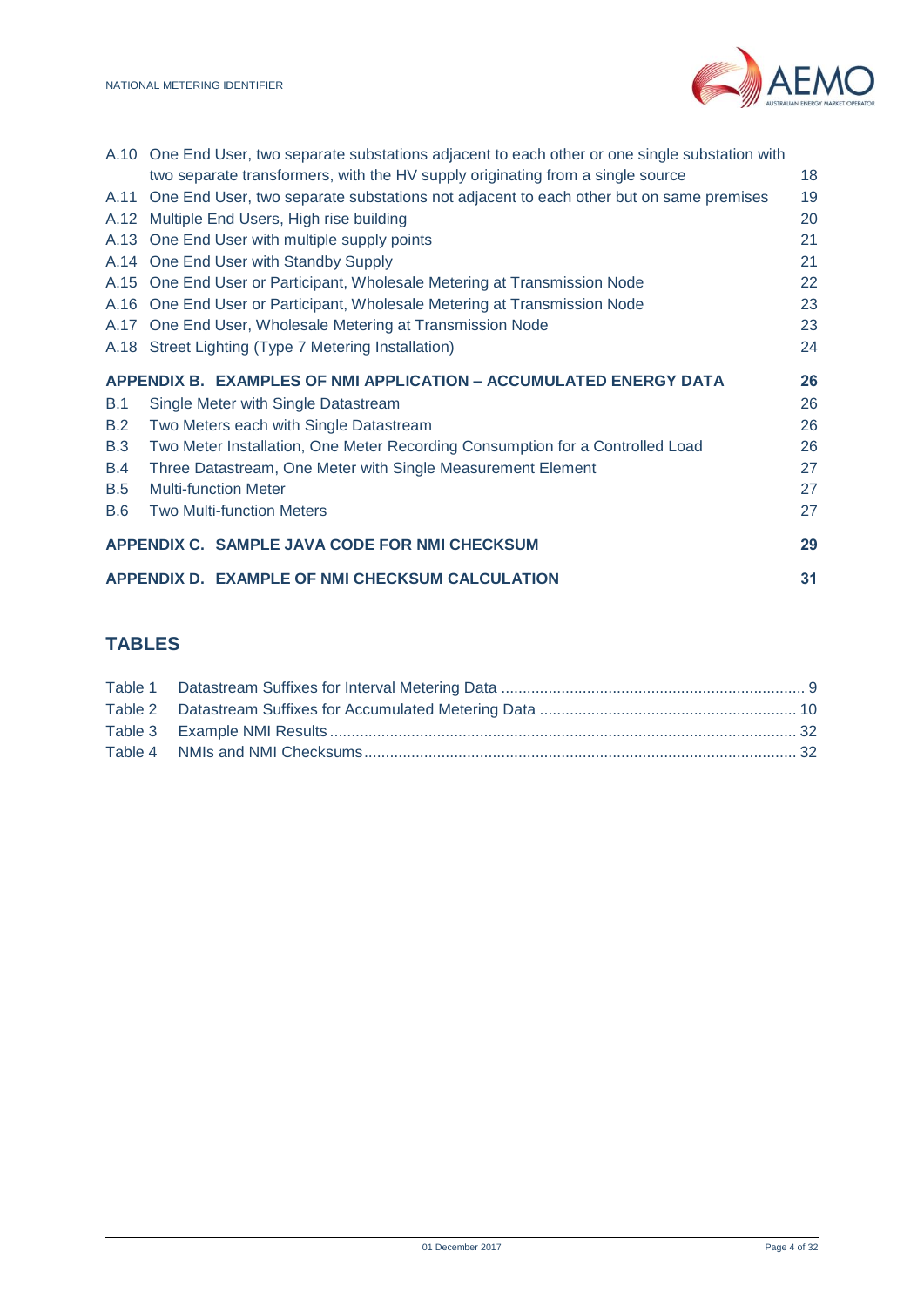A.10 One End User, two separate substations adjacent to each other or one single substation with two separate transformers, with the HV supply originating from a single source 18
A.11 One End User, two separate substations not adjacent to each other but on same premises 19
A.12 Multiple End Users, High rise building 20
A.13 One End User with multiple supply points 21
A.14 One End User with Standby Supply 21
A.15 One End User or Participant, Wholesale Metering at Transmission Node 22
A.16 One End User or Participant, Wholesale Metering at Transmission Node 23
A.17 One End User, Wholesale Metering at Transmission Node 23
A.18 Street Lighting (Type 7 Metering Installation) 24

**APPENDIX B. EXAMPLES OF NMI APPLICATION – ACCUMULATED ENERGY DATA 26**

B.1 Single Meter with Single Datastream 26
B.2 Two Meters each with Single Datastream 26
B.3 Two Meter Installation, One Meter Recording Consumption for a Controlled Load 26
B.4 Three Datastream, One Meter with Single Measurement Element 27
B.5 Multi-function Meter 27
B.6 Two Multi-function Meters 27

**APPENDIX C. SAMPLE JAVA CODE FOR NMI CHECKSUM 29**

**APPENDIX D. EXAMPLE OF NMI CHECKSUM CALCULATION 31**

## TABLES

Table 1 Datastream Suffixes for Interval Metering Data 9
Table 2 Datastream Suffixes for Accumulated Metering Data 10
Table 3 Example NMI Results 32
Table 4 NMIs and NMI Checksums 32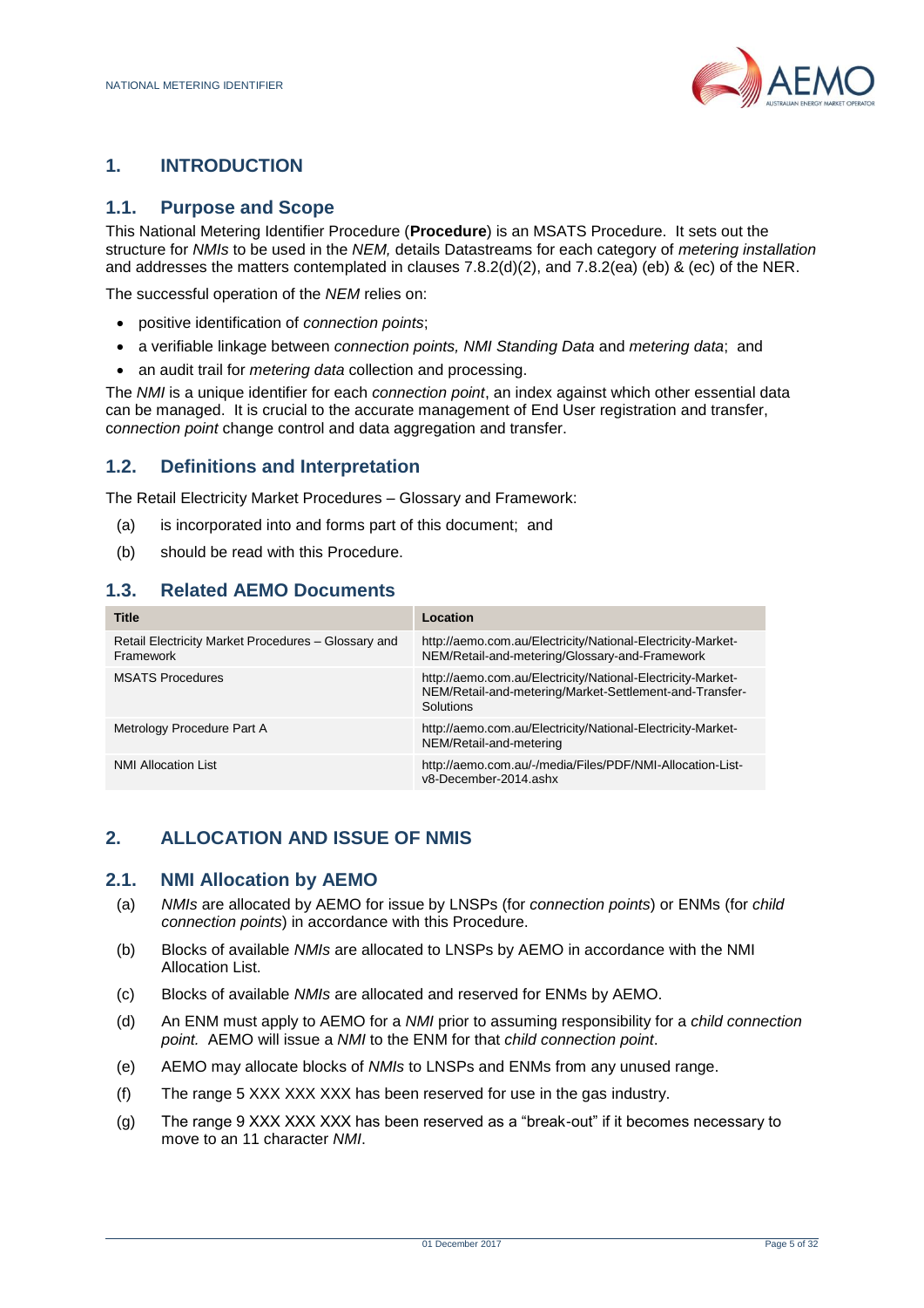## 1. INTRODUCTION

### 1.1. Purpose and Scope

This National Metering Identifier Procedure (**Procedure**) is an MSATS Procedure. It sets out the structure for *NMIs* to be used in the *NEM,* details Datastreams for each category of *metering installation* and addresses the matters contemplated in clauses 7.8.2(d)(2), and 7.8.2(ea) (eb) & (ec) of the NER.

The successful operation of the *NEM* relies on:

- positive identification of *connection points*;
- a verifiable linkage between *connection points, NMI Standing Data* and *metering data*; and
- an audit trail for *metering data* collection and processing.

The *NMI* is a unique identifier for each *connection point*, an index against which other essential data can be managed. It is crucial to the accurate management of End User registration and transfer, *connection point* change control and data aggregation and transfer.

### 1.2. Definitions and Interpretation

The Retail Electricity Market Procedures – Glossary and Framework:

(a) is incorporated into and forms part of this document; and

(b) should be read with this Procedure.

### 1.3. Related AEMO Documents

| Title | Location |
|---|---|
| Retail Electricity Market Procedures – Glossary and Framework | http://aemo.com.au/Electricity/National-Electricity-Market-NEM/Retail-and-metering/Glossary-and-Framework |
| MSATS Procedures | http://aemo.com.au/Electricity/National-Electricity-Market-NEM/Retail-and-metering/Market-Settlement-and-Transfer-Solutions |
| Metrology Procedure Part A | http://aemo.com.au/Electricity/National-Electricity-Market-NEM/Retail-and-metering |
| NMI Allocation List | http://aemo.com.au/-/media/Files/PDF/NMI-Allocation-List-v8-December-2014.ashx |

## 2. ALLOCATION AND ISSUE OF NMIS

### 2.1. NMI Allocation by AEMO

(a) *NMIs* are allocated by AEMO for issue by LNSPs (for *connection points*) or ENMs (for *child connection points*) in accordance with this Procedure.

(b) Blocks of available *NMIs* are allocated to LNSPs by AEMO in accordance with the NMI Allocation List.

(c) Blocks of available *NMIs* are allocated and reserved for ENMs by AEMO.

(d) An ENM must apply to AEMO for a *NMI* prior to assuming responsibility for a *child connection point.* AEMO will issue a *NMI* to the ENM for that *child connection point*.

(e) AEMO may allocate blocks of *NMIs* to LNSPs and ENMs from any unused range.

(f) The range 5 XXX XXX XXX has been reserved for use in the gas industry.

(g) The range 9 XXX XXX XXX has been reserved as a "break-out" if it becomes necessary to move to an 11 character *NMI*.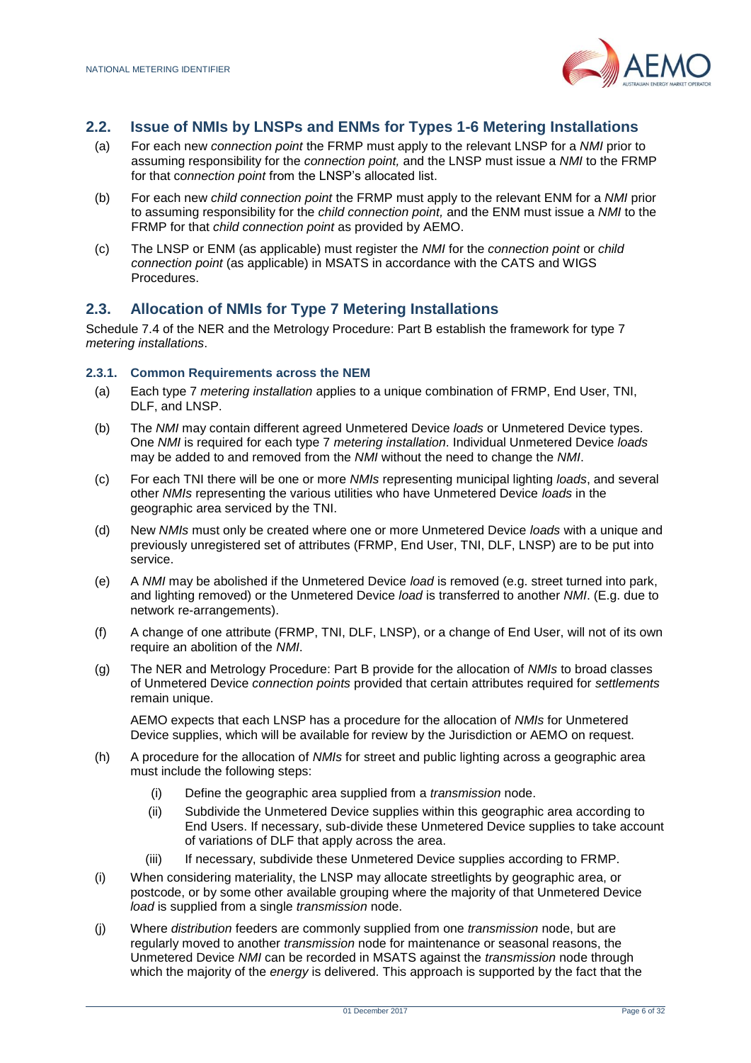## 2.2. Issue of NMIs by LNSPs and ENMs for Types 1-6 Metering Installations

(a) For each new *connection point* the FRMP must apply to the relevant LNSP for a *NMI* prior to assuming responsibility for the *connection point,* and the LNSP must issue a *NMI* to the FRMP for that c*onnection point* from the LNSP's allocated list.

(b) For each new *child connection point* the FRMP must apply to the relevant ENM for a *NMI* prior to assuming responsibility for the *child connection point,* and the ENM must issue a *NMI* to the FRMP for that *child connection point* as provided by AEMO.

(c) The LNSP or ENM (as applicable) must register the *NMI* for the *connection point* or *child connection point* (as applicable) in MSATS in accordance with the CATS and WIGS Procedures.

## 2.3. Allocation of NMIs for Type 7 Metering Installations

Schedule 7.4 of the NER and the Metrology Procedure: Part B establish the framework for type 7 *metering installations*.

### 2.3.1. Common Requirements across the NEM

(a) Each type 7 *metering installation* applies to a unique combination of FRMP, End User, TNI, DLF, and LNSP.

(b) The *NMI* may contain different agreed Unmetered Device *loads* or Unmetered Device types. One *NMI* is required for each type 7 *metering installation*. Individual Unmetered Device *loads* may be added to and removed from the *NMI* without the need to change the *NMI*.

(c) For each TNI there will be one or more *NMIs* representing municipal lighting *loads*, and several other *NMIs* representing the various utilities who have Unmetered Device *loads* in the geographic area serviced by the TNI.

(d) New *NMIs* must only be created where one or more Unmetered Device *loads* with a unique and previously unregistered set of attributes (FRMP, End User, TNI, DLF, LNSP) are to be put into service.

(e) A *NMI* may be abolished if the Unmetered Device *load* is removed (e.g. street turned into park, and lighting removed) or the Unmetered Device *load* is transferred to another *NMI*. (E.g. due to network re-arrangements).

(f) A change of one attribute (FRMP, TNI, DLF, LNSP), or a change of End User, will not of its own require an abolition of the *NMI*.

(g) The NER and Metrology Procedure: Part B provide for the allocation of *NMIs* to broad classes of Unmetered Device *connection points* provided that certain attributes required for *settlements* remain unique.

AEMO expects that each LNSP has a procedure for the allocation of *NMIs* for Unmetered Device supplies, which will be available for review by the Jurisdiction or AEMO on request.

(h) A procedure for the allocation of *NMIs* for street and public lighting across a geographic area must include the following steps:

   (i) Define the geographic area supplied from a *transmission* node.

   (ii) Subdivide the Unmetered Device supplies within this geographic area according to End Users. If necessary, sub-divide these Unmetered Device supplies to take account of variations of DLF that apply across the area.

   (iii) If necessary, subdivide these Unmetered Device supplies according to FRMP.

(i) When considering materiality, the LNSP may allocate streetlights by geographic area, or postcode, or by some other available grouping where the majority of that Unmetered Device *load* is supplied from a single *transmission* node.

(j) Where *distribution* feeders are commonly supplied from one *transmission* node, but are regularly moved to another *transmission* node for maintenance or seasonal reasons, the Unmetered Device *NMI* can be recorded in MSATS against the *transmission* node through which the majority of the *energy* is delivered. This approach is supported by the fact that the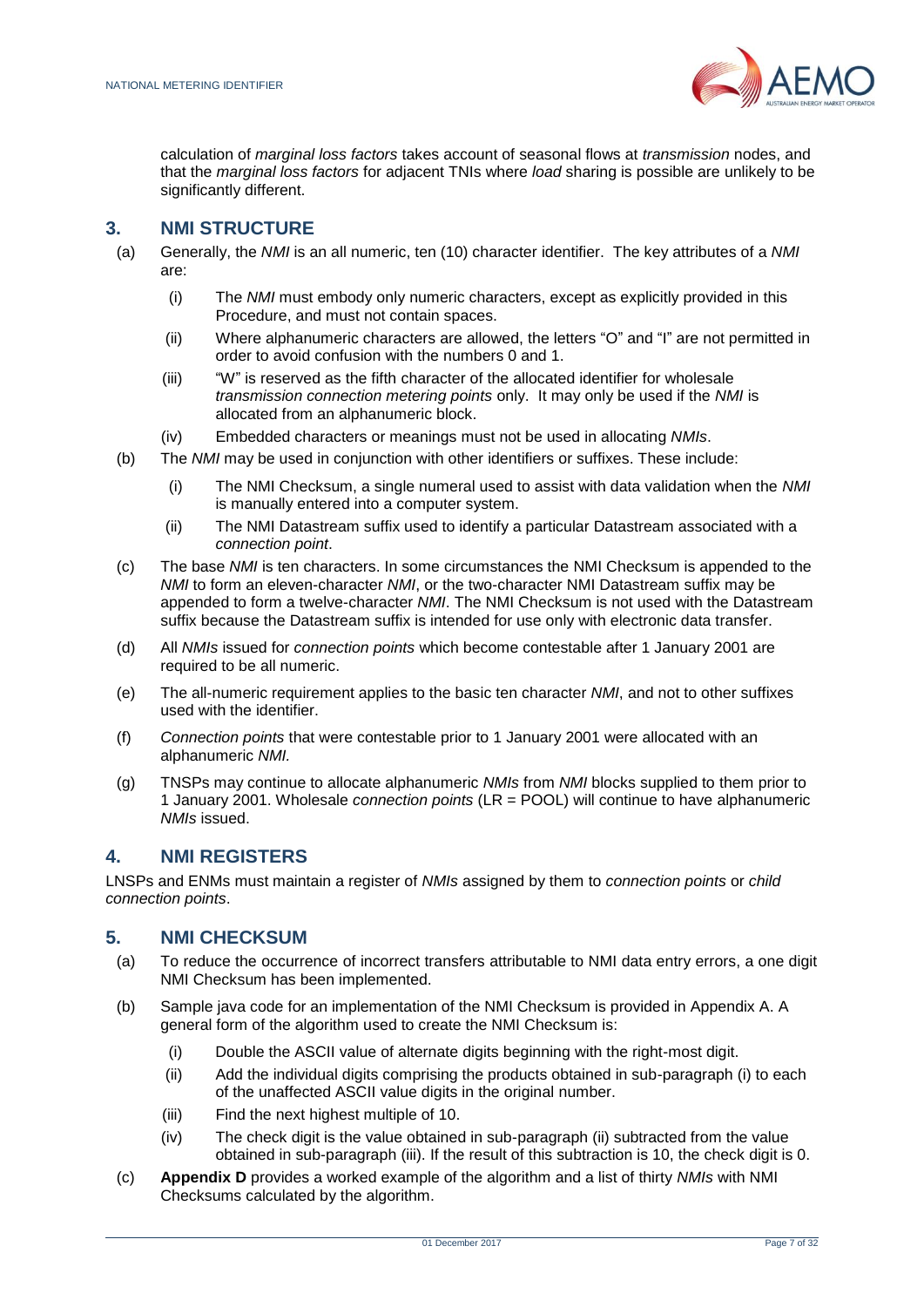calculation of *marginal loss factors* takes account of seasonal flows at *transmission* nodes, and that the *marginal loss factors* for adjacent TNIs where *load* sharing is possible are unlikely to be significantly different.

## 3. NMI STRUCTURE

(a) Generally, the *NMI* is an all numeric, ten (10) character identifier. The key attributes of a *NMI* are:

  (i) The *NMI* must embody only numeric characters, except as explicitly provided in this Procedure, and must not contain spaces.

  (ii) Where alphanumeric characters are allowed, the letters “O” and “I” are not permitted in order to avoid confusion with the numbers 0 and 1.

  (iii) “W” is reserved as the fifth character of the allocated identifier for wholesale *transmission connection metering points* only. It may only be used if the *NMI* is allocated from an alphanumeric block.

  (iv) Embedded characters or meanings must not be used in allocating *NMIs*.

(b) The *NMI* may be used in conjunction with other identifiers or suffixes. These include:

  (i) The NMI Checksum, a single numeral used to assist with data validation when the *NMI* is manually entered into a computer system.

  (ii) The NMI Datastream suffix used to identify a particular Datastream associated with a *connection point*.

(c) The base *NMI* is ten characters. In some circumstances the NMI Checksum is appended to the *NMI* to form an eleven-character *NMI*, or the two-character NMI Datastream suffix may be appended to form a twelve-character *NMI*. The NMI Checksum is not used with the Datastream suffix because the Datastream suffix is intended for use only with electronic data transfer.

(d) All *NMIs* issued for *connection points* which become contestable after 1 January 2001 are required to be all numeric.

(e) The all-numeric requirement applies to the basic ten character *NMI*, and not to other suffixes used with the identifier.

(f) *Connection points* that were contestable prior to 1 January 2001 were allocated with an alphanumeric *NMI.*

(g) TNSPs may continue to allocate alphanumeric *NMIs* from *NMI* blocks supplied to them prior to 1 January 2001. Wholesale *connection points* (LR = POOL) will continue to have alphanumeric *NMIs* issued.

## 4. NMI REGISTERS

LNSPs and ENMs must maintain a register of *NMIs* assigned by them to *connection points* or *child connection points*.

## 5. NMI CHECKSUM

(a) To reduce the occurrence of incorrect transfers attributable to NMI data entry errors, a one digit NMI Checksum has been implemented.

(b) Sample java code for an implementation of the NMI Checksum is provided in Appendix A. A general form of the algorithm used to create the NMI Checksum is:

  (i) Double the ASCII value of alternate digits beginning with the right-most digit.

  (ii) Add the individual digits comprising the products obtained in sub-paragraph (i) to each of the unaffected ASCII value digits in the original number.

  (iii) Find the next highest multiple of 10.

  (iv) The check digit is the value obtained in sub-paragraph (ii) subtracted from the value obtained in sub-paragraph (iii). If the result of this subtraction is 10, the check digit is 0.

(c) **Appendix D** provides a worked example of the algorithm and a list of thirty *NMIs* with NMI Checksums calculated by the algorithm.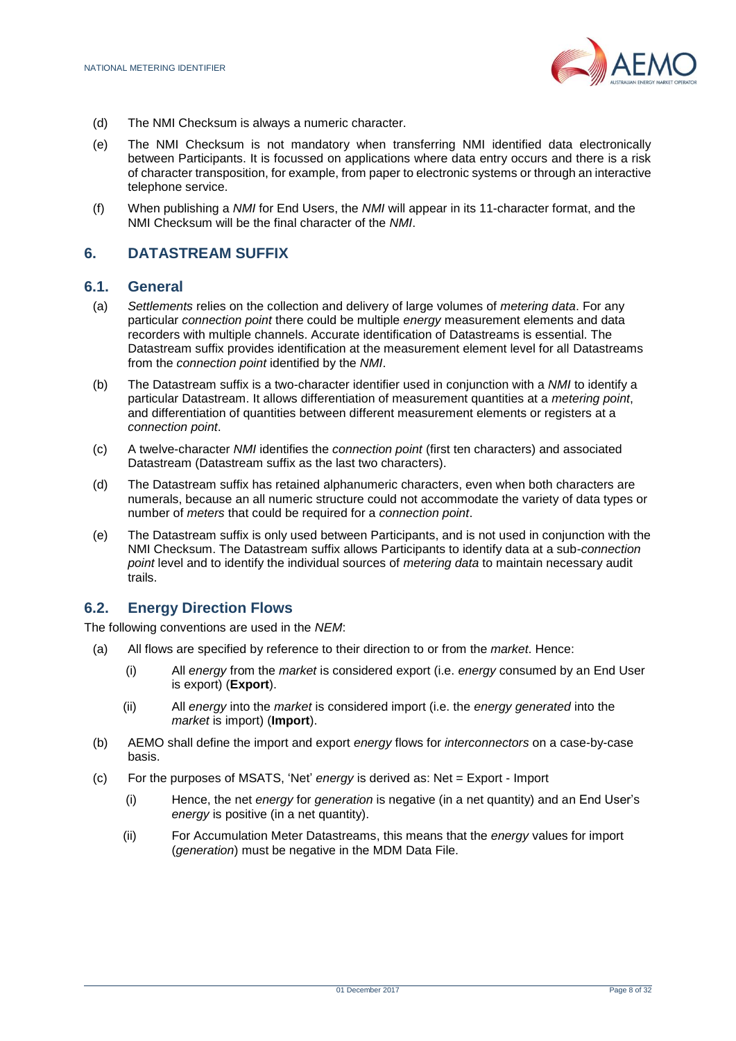(d) The NMI Checksum is always a numeric character.

(e) The NMI Checksum is not mandatory when transferring NMI identified data electronically between Participants. It is focussed on applications where data entry occurs and there is a risk of character transposition, for example, from paper to electronic systems or through an interactive telephone service.

(f) When publishing a *NMI* for End Users, the *NMI* will appear in its 11-character format, and the NMI Checksum will be the final character of the *NMI*.

## 6. DATASTREAM SUFFIX

### 6.1. General

(a) *Settlements* relies on the collection and delivery of large volumes of *metering data*. For any particular *connection point* there could be multiple *energy* measurement elements and data recorders with multiple channels. Accurate identification of Datastreams is essential. The Datastream suffix provides identification at the measurement element level for all Datastreams from the *connection point* identified by the *NMI*.

(b) The Datastream suffix is a two-character identifier used in conjunction with a *NMI* to identify a particular Datastream. It allows differentiation of measurement quantities at a *metering point*, and differentiation of quantities between different measurement elements or registers at a *connection point*.

(c) A twelve-character *NMI* identifies the *connection point* (first ten characters) and associated Datastream (Datastream suffix as the last two characters).

(d) The Datastream suffix has retained alphanumeric characters, even when both characters are numerals, because an all numeric structure could not accommodate the variety of data types or number of *meters* that could be required for a *connection point*.

(e) The Datastream suffix is only used between Participants, and is not used in conjunction with the NMI Checksum. The Datastream suffix allows Participants to identify data at a sub-*connection point* level and to identify the individual sources of *metering data* to maintain necessary audit trails.

### 6.2. Energy Direction Flows

The following conventions are used in the *NEM*:

(a) All flows are specified by reference to their direction to or from the *market*. Hence:

  (i) All *energy* from the *market* is considered export (i.e. *energy* consumed by an End User is export) (**Export**).

  (ii) All *energy* into the *market* is considered import (i.e. the *energy generated* into the *market* is import) (**Import**).

(b) AEMO shall define the import and export *energy* flows for *interconnectors* on a case-by-case basis.

(c) For the purposes of MSATS, 'Net' *energy* is derived as: Net = Export - Import

  (i) Hence, the net *energy* for *generation* is negative (in a net quantity) and an End User's *energy* is positive (in a net quantity).

  (ii) For Accumulation Meter Datastreams, this means that the *energy* values for import (*generation*) must be negative in the MDM Data File.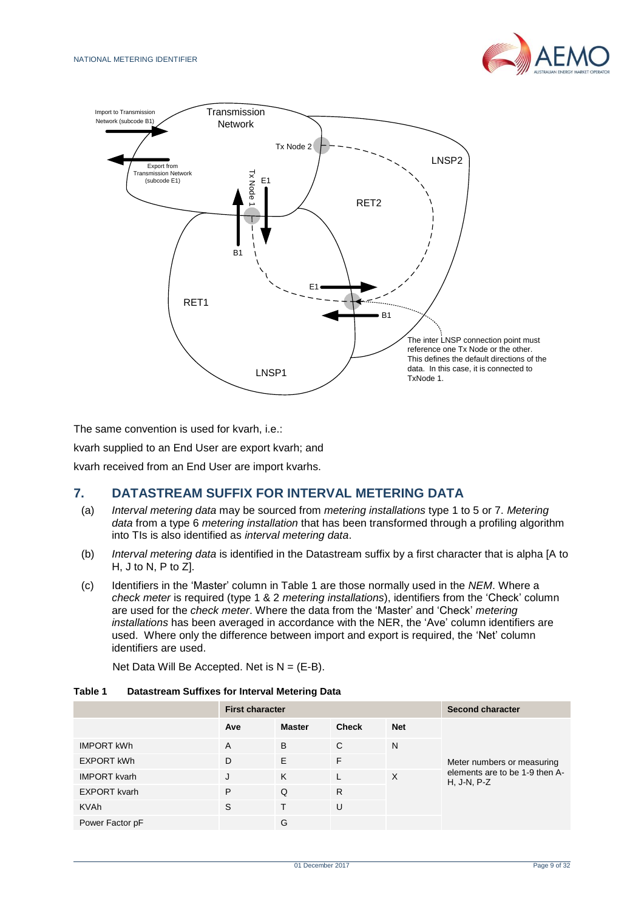The same convention is used for kvarh, i.e.:

kvarh supplied to an End User are export kvarh; and

kvarh received from an End User are import kvarhs.

## 7. DATASTREAM SUFFIX FOR INTERVAL METERING DATA

(a) *Interval metering data* may be sourced from *metering installations* type 1 to 5 or 7. *Metering data* from a type 6 *metering installation* that has been transformed through a profiling algorithm into TIs is also identified as *interval metering data*.

(b) *Interval metering data* is identified in the Datastream suffix by a first character that is alpha [A to H, J to N, P to Z].

(c) Identifiers in the 'Master' column in Table 1 are those normally used in the *NEM*. Where a *check meter* is required (type 1 & 2 *metering installations*), identifiers from the 'Check' column are used for the *check meter*. Where the data from the 'Master' and 'Check' *metering installations* has been averaged in accordance with the NER, the 'Ave' column identifiers are used. Where only the difference between import and export is required, the 'Net' column identifiers are used.

Net Data Will Be Accepted. Net is N = (E-B).

**Table 1 Datastream Suffixes for Interval Metering Data**

| | First character | | | | Second character |
|---|---|---|---|---|---|
| | **Ave** | **Master** | **Check** | **Net** | |
| IMPORT kWh | A | B | C | N | Meter numbers or measuring elements are to be 1-9 then A-H, J-N, P-Z |
| EXPORT kWh | D | E | F | | |
| IMPORT kvarh | J | K | L | X | |
| EXPORT kvarh | P | Q | R | | |
| KVAh | S | T | U | | |
| Power Factor pF | | G | | | |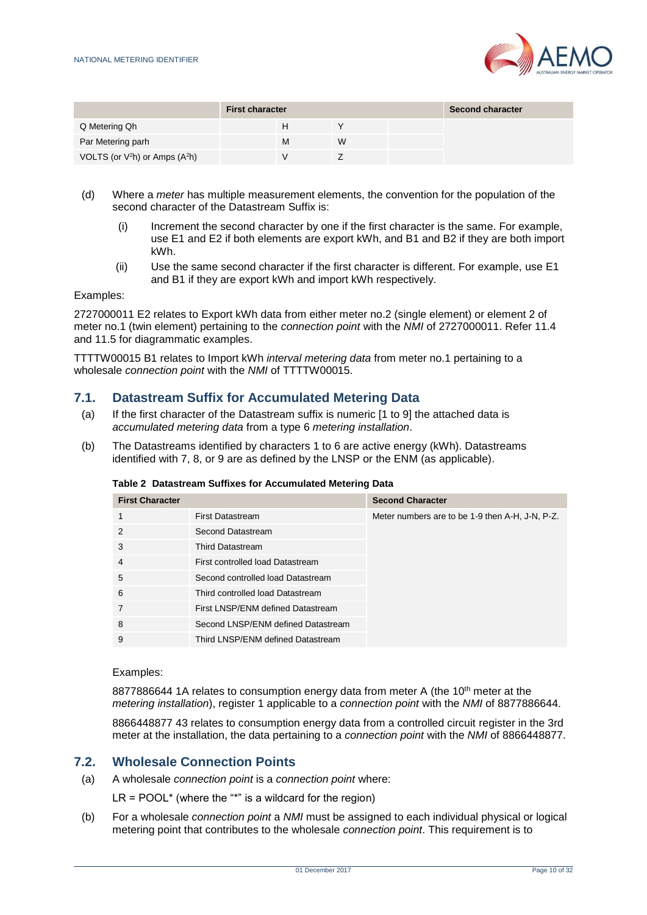| | First character | | | Second character |
|---|---|---|---|---|
| Q Metering Qh | H | Y | | |
| Par Metering parh | M | W | | |
| VOLTS (or $V^2$h) or Amps ($A^2$h) | V | Z | | |

(d) Where a *meter* has multiple measurement elements, the convention for the population of the second character of the Datastream Suffix is:

(i) Increment the second character by one if the first character is the same. For example, use E1 and E2 if both elements are export kWh, and B1 and B2 if they are both import kWh.

(ii) Use the same second character if the first character is different. For example, use E1 and B1 if they are export kWh and import kWh respectively.

Examples:

2727000011 E2 relates to Export kWh data from either meter no.2 (single element) or element 2 of meter no.1 (twin element) pertaining to the *connection point* with the *NMI* of 2727000011. Refer 11.4 and 11.5 for diagrammatic examples.

TTTTW00015 B1 relates to Import kWh *interval metering data* from meter no.1 pertaining to a wholesale *connection point* with the *NMI* of TTTTW00015.

## 7.1. Datastream Suffix for Accumulated Metering Data

(a) If the first character of the Datastream suffix is numeric [1 to 9] the attached data is *accumulated metering data* from a type 6 *metering installation*.

(b) The Datastreams identified by characters 1 to 6 are active energy (kWh). Datastreams identified with 7, 8, or 9 are as defined by the LNSP or the ENM (as applicable).

**Table 2 Datastream Suffixes for Accumulated Metering Data**

| First Character | | Second Character |
|---|---|---|
| 1 | First Datastream | Meter numbers are to be 1-9 then A-H, J-N, P-Z. |
| 2 | Second Datastream | |
| 3 | Third Datastream | |
| 4 | First controlled load Datastream | |
| 5 | Second controlled load Datastream | |
| 6 | Third controlled load Datastream | |
| 7 | First LNSP/ENM defined Datastream | |
| 8 | Second LNSP/ENM defined Datastream | |
| 9 | Third LNSP/ENM defined Datastream | |

Examples:

8877886644 1A relates to consumption energy data from meter A (the 10th meter at the *metering installation*), register 1 applicable to a *connection point* with the *NMI* of 8877886644.

8866448877 43 relates to consumption energy data from a controlled circuit register in the 3rd meter at the installation, the data pertaining to a *connection point* with the *NMI* of 8866448877.

## 7.2. Wholesale Connection Points

(a) A wholesale *connection point* is a *connection point* where:

LR = POOL* (where the "*" is a wildcard for the region)

(b) For a wholesale *connection point* a *NMI* must be assigned to each individual physical or logical metering point that contributes to the wholesale *connection point*. This requirement is to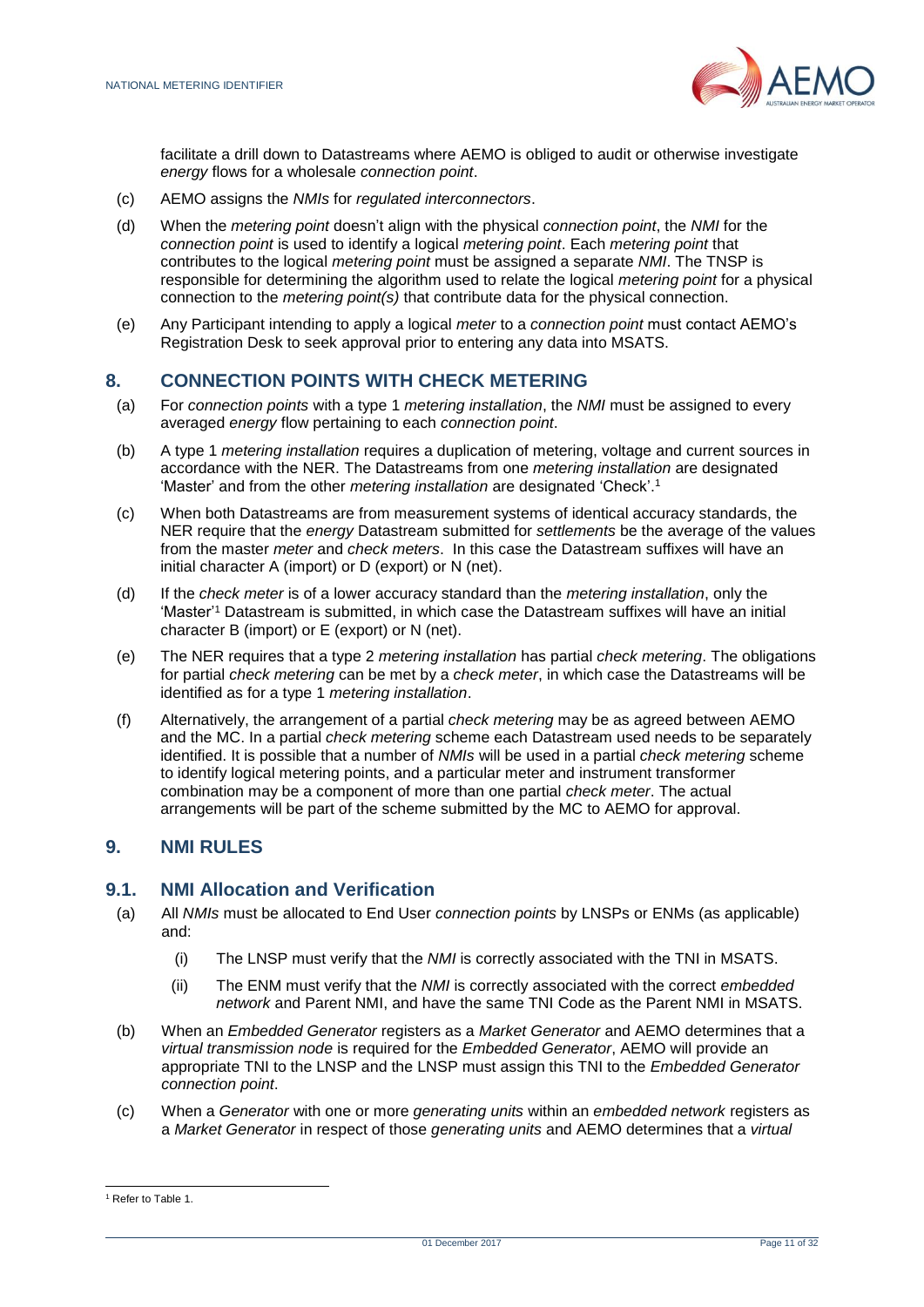facilitate a drill down to Datastreams where AEMO is obliged to audit or otherwise investigate *energy* flows for a wholesale *connection point*.

(c) AEMO assigns the *NMIs* for *regulated interconnectors*.

(d) When the *metering point* doesn't align with the physical *connection point*, the *NMI* for the *connection point* is used to identify a logical *metering point*. Each *metering point* that contributes to the logical *metering point* must be assigned a separate *NMI*. The TNSP is responsible for determining the algorithm used to relate the logical *metering point* for a physical connection to the *metering point(s)* that contribute data for the physical connection.

(e) Any Participant intending to apply a logical *meter* to a *connection point* must contact AEMO's Registration Desk to seek approval prior to entering any data into MSATS.

## 8. CONNECTION POINTS WITH CHECK METERING

(a) For *connection points* with a type 1 *metering installation*, the *NMI* must be assigned to every averaged *energy* flow pertaining to each *connection point*.

(b) A type 1 *metering installation* requires a duplication of metering, voltage and current sources in accordance with the NER. The Datastreams from one *metering installation* are designated 'Master' and from the other *metering installation* are designated 'Check'.[1]

(c) When both Datastreams are from measurement systems of identical accuracy standards, the NER require that the *energy* Datastream submitted for *settlements* be the average of the values from the master *meter* and *check meters*. In this case the Datastream suffixes will have an initial character A (import) or D (export) or N (net).

(d) If the *check meter* is of a lower accuracy standard than the *metering installation*, only the 'Master'[1] Datastream is submitted, in which case the Datastream suffixes will have an initial character B (import) or E (export) or N (net).

(e) The NER requires that a type 2 *metering installation* has partial *check metering*. The obligations for partial *check metering* can be met by a *check meter*, in which case the Datastreams will be identified as for a type 1 *metering installation*.

(f) Alternatively, the arrangement of a partial *check metering* may be as agreed between AEMO and the MC. In a partial *check metering* scheme each Datastream used needs to be separately identified. It is possible that a number of *NMIs* will be used in a partial *check metering* scheme to identify logical metering points, and a particular meter and instrument transformer combination may be a component of more than one partial *check meter*. The actual arrangements will be part of the scheme submitted by the MC to AEMO for approval.

## 9. NMI RULES

### 9.1. NMI Allocation and Verification

(a) All *NMIs* must be allocated to End User *connection points* by LNSPs or ENMs (as applicable) and:

  (i) The LNSP must verify that the *NMI* is correctly associated with the TNI in MSATS.

  (ii) The ENM must verify that the *NMI* is correctly associated with the correct *embedded network* and Parent NMI, and have the same TNI Code as the Parent NMI in MSATS.

(b) When an *Embedded Generator* registers as a *Market Generator* and AEMO determines that a *virtual transmission node* is required for the *Embedded Generator*, AEMO will provide an appropriate TNI to the LNSP and the LNSP must assign this TNI to the *Embedded Generator connection point*.

(c) When a *Generator* with one or more *generating units* within an *embedded network* registers as a *Market Generator* in respect of those *generating units* and AEMO determines that a *virtual*

[1] Refer to Table 1.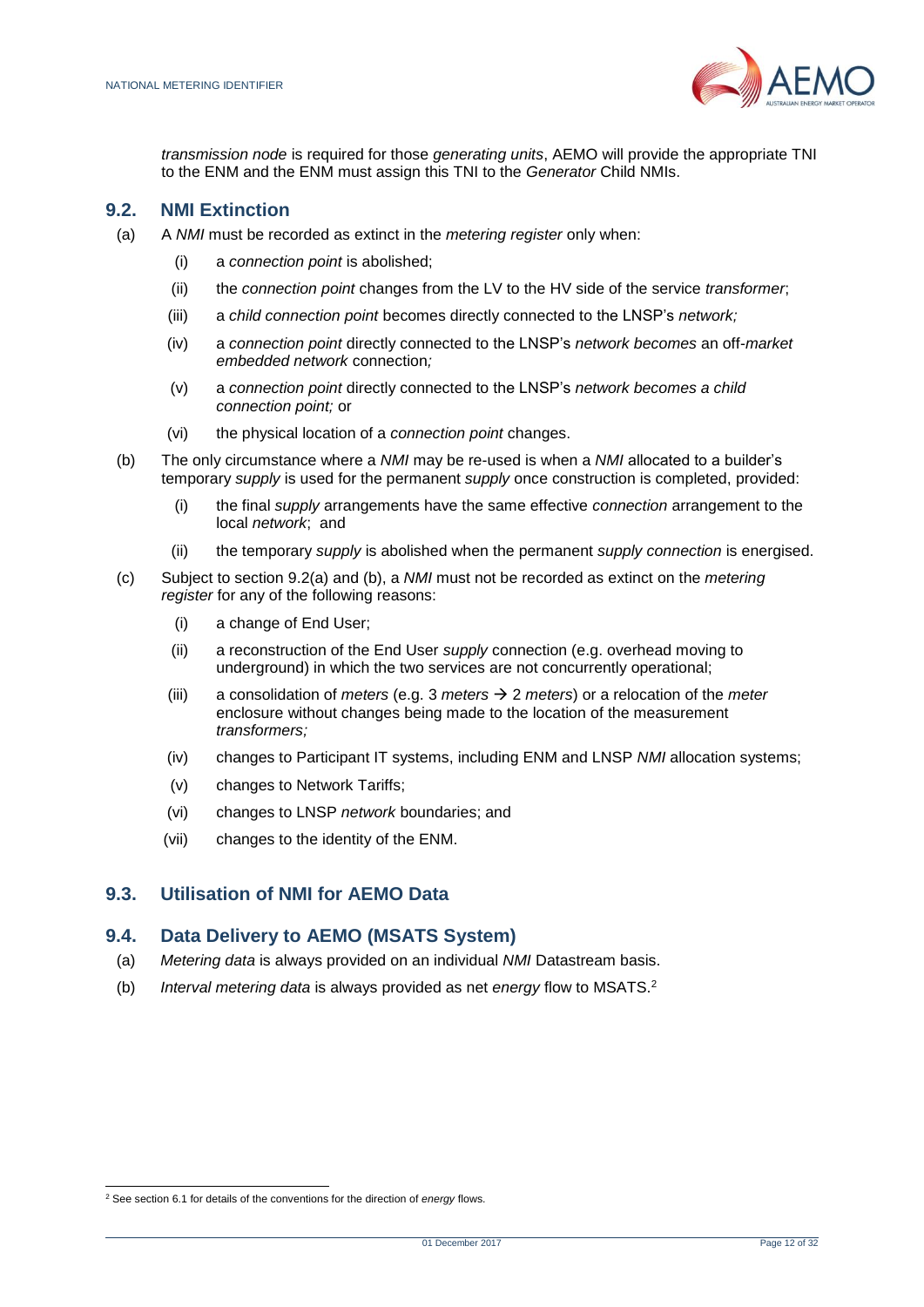*transmission node* is required for those *generating units*, AEMO will provide the appropriate TNI to the ENM and the ENM must assign this TNI to the *Generator* Child NMIs.

## 9.2. NMI Extinction

(a) A *NMI* must be recorded as extinct in the *metering register* only when:

(i) a *connection point* is abolished;

(ii) the *connection point* changes from the LV to the HV side of the service *transformer*;

(iii) a *child connection point* becomes directly connected to the LNSP's *network;*

(iv) a *connection point* directly connected to the LNSP's *network becomes* an off-*market embedded network* connection*;*

(v) a *connection point* directly connected to the LNSP's *network becomes a child connection point;* or

(vi) the physical location of a *connection point* changes.

(b) The only circumstance where a *NMI* may be re-used is when a *NMI* allocated to a builder's temporary *supply* is used for the permanent *supply* once construction is completed, provided:

(i) the final *supply* arrangements have the same effective *connection* arrangement to the local *network*; and

(ii) the temporary *supply* is abolished when the permanent *supply connection* is energised.

(c) Subject to section 9.2(a) and (b), a *NMI* must not be recorded as extinct on the *metering register* for any of the following reasons:

(i) a change of End User;

(ii) a reconstruction of the End User *supply* connection (e.g. overhead moving to underground) in which the two services are not concurrently operational;

(iii) a consolidation of *meters* (e.g. 3 *meters* → 2 *meters*) or a relocation of the *meter* enclosure without changes being made to the location of the measurement *transformers;*

(iv) changes to Participant IT systems, including ENM and LNSP *NMI* allocation systems;

(v) changes to Network Tariffs;

(vi) changes to LNSP *network* boundaries; and

(vii) changes to the identity of the ENM.

## 9.3. Utilisation of NMI for AEMO Data

## 9.4. Data Delivery to AEMO (MSATS System)

(a) *Metering data* is always provided on an individual *NMI* Datastream basis.

(b) *Interval metering data* is always provided as net *energy* flow to MSATS.[2]

[2] See section 6.1 for details of the conventions for the direction of *energy* flows.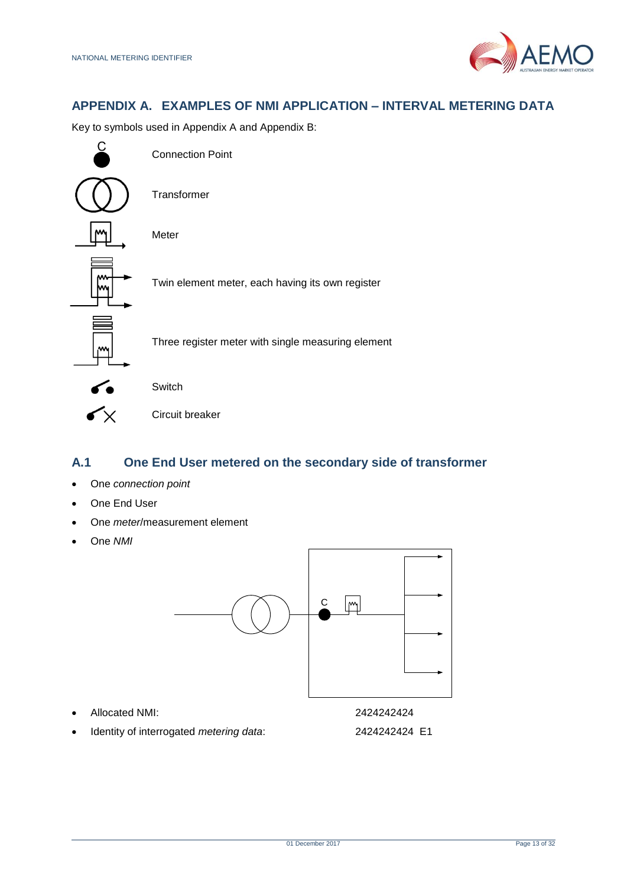# APPENDIX A. EXAMPLES OF NMI APPLICATION – INTERVAL METERING DATA

Key to symbols used in Appendix A and Appendix B:

Connection Point

Transformer

Meter

Twin element meter, each having its own register

Three register meter with single measuring element

Switch

Circuit breaker

## A.1 One End User metered on the secondary side of transformer

- One *connection point*
- One End User
- One *meter*/measurement element
- One *NMI*

- Allocated NMI: 2424242424
- Identity of interrogated *metering data*: 2424242424 E1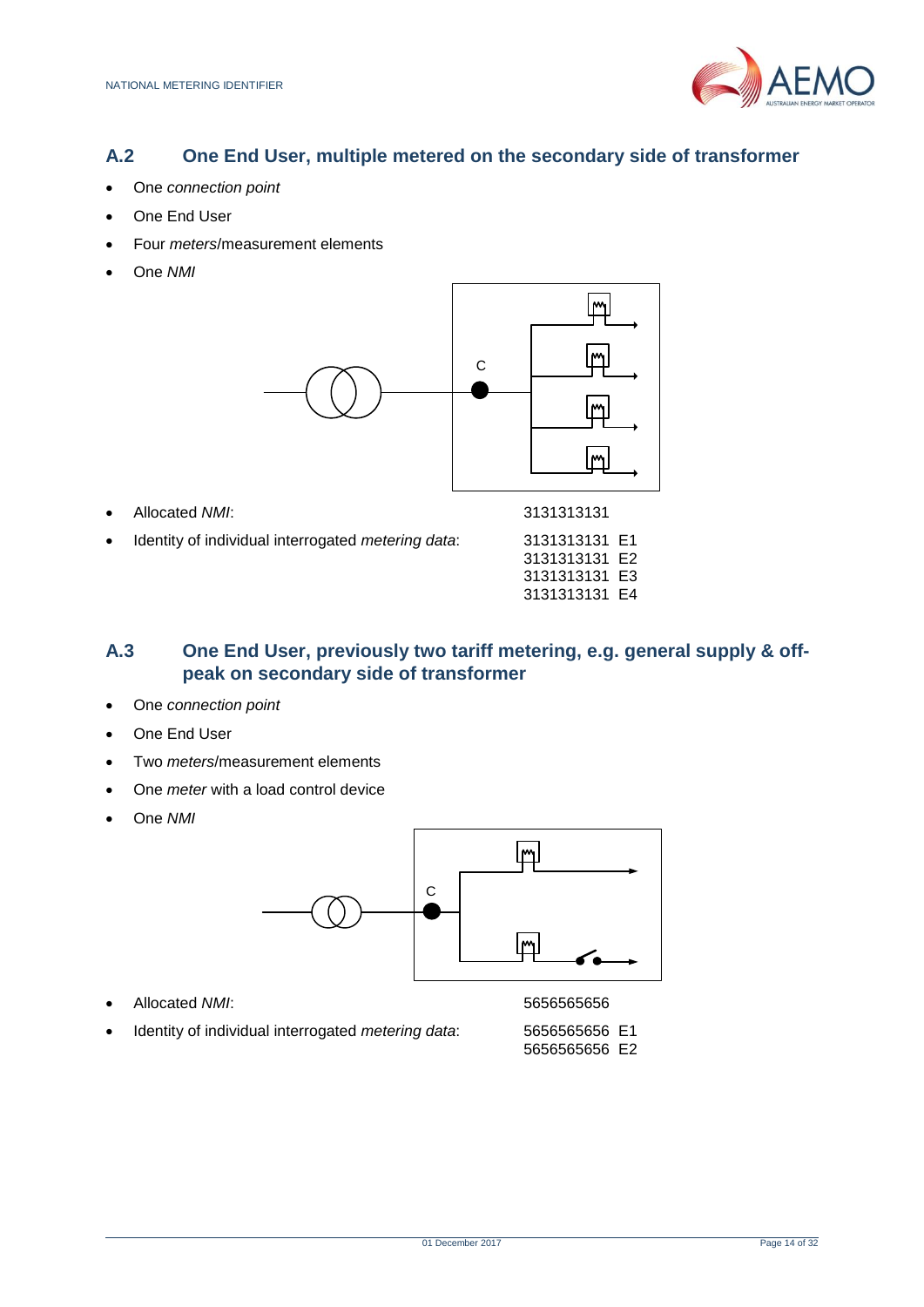## A.2 One End User, multiple metered on the secondary side of transformer

- One *connection point*
- One End User
- Four *meters*/measurement elements
- One *NMI*

- Allocated *NMI*: 3131313131
- Identity of individual interrogated *metering data*:
  3131313131 E1
  3131313131 E2
  3131313131 E3
  3131313131 E4

## A.3 One End User, previously two tariff metering, e.g. general supply & off-peak on secondary side of transformer

- One *connection point*
- One End User
- Two *meters*/measurement elements
- One *meter* with a load control device
- One *NMI*

- Allocated *NMI*: 5656565656
- Identity of individual interrogated *metering data*:
  5656565656 E1
  5656565656 E2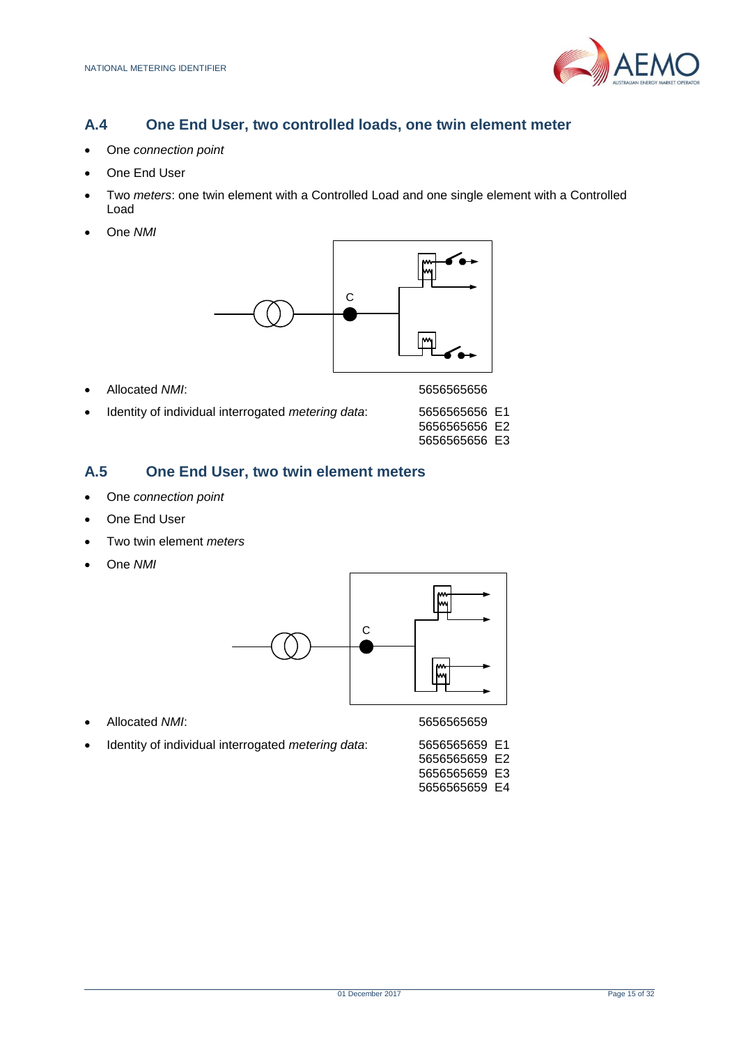## A.4 One End User, two controlled loads, one twin element meter

- One *connection point*
- One End User
- Two *meters*: one twin element with a Controlled Load and one single element with a Controlled Load
- One *NMI*

- Allocated *NMI*: 5656565656
- Identity of individual interrogated *metering data*: 5656565656 E1
  5656565656 E2
  5656565656 E3

## A.5 One End User, two twin element meters

- One *connection point*
- One End User
- Two twin element *meters*
- One *NMI*

- Allocated *NMI*: 5656565659
- Identity of individual interrogated *metering data*: 5656565659 E1
  5656565659 E2
  5656565659 E3
  5656565659 E4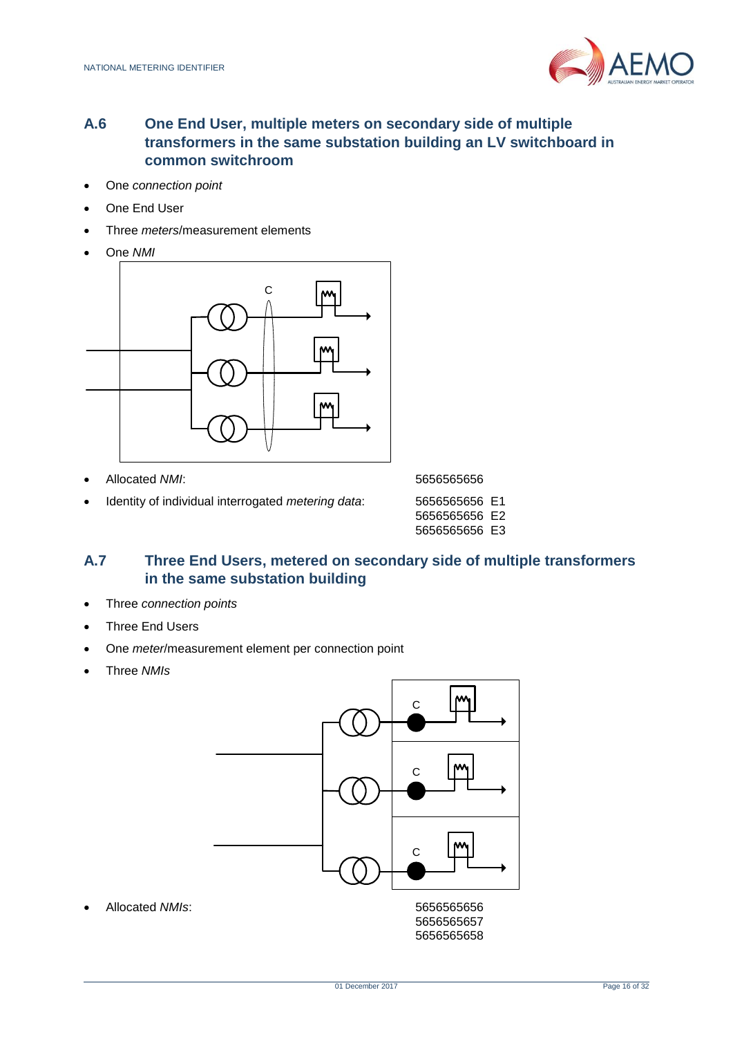## A.6 One End User, multiple meters on secondary side of multiple transformers in the same substation building an LV switchboard in common switchroom

- One *connection point*
- One End User
- Three *meters*/measurement elements
- One *NMI*

- Allocated *NMI*: 5656565656
- Identity of individual interrogated *metering data*: 5656565656 E1
  5656565656 E2
  5656565656 E3

## A.7 Three End Users, metered on secondary side of multiple transformers in the same substation building

- Three *connection points*
- Three End Users
- One *meter*/measurement element per connection point
- Three *NMIs*

- Allocated *NMIs*: 5656565656
  5656565657
  5656565658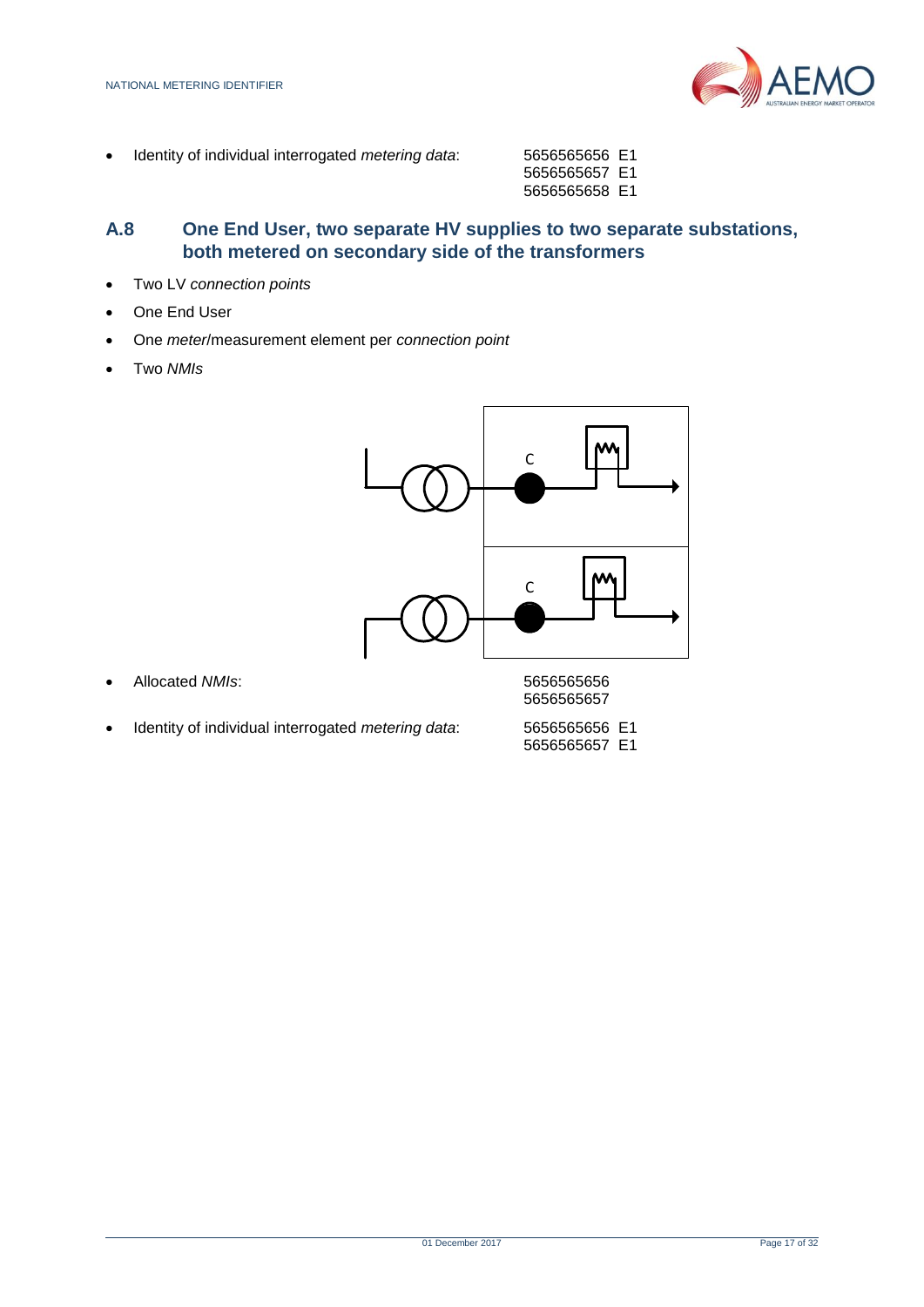- Identity of individual interrogated *metering data*: 5656565656 E1
  5656565657 E1
  5656565658 E1

## A.8 One End User, two separate HV supplies to two separate substations, both metered on secondary side of the transformers

- Two LV *connection points*
- One End User
- One *meter*/measurement element per *connection point*
- Two *NMIs*

- Allocated *NMIs*: 5656565656
  5656565657
- Identity of individual interrogated *metering data*: 5656565656 E1
  5656565657 E1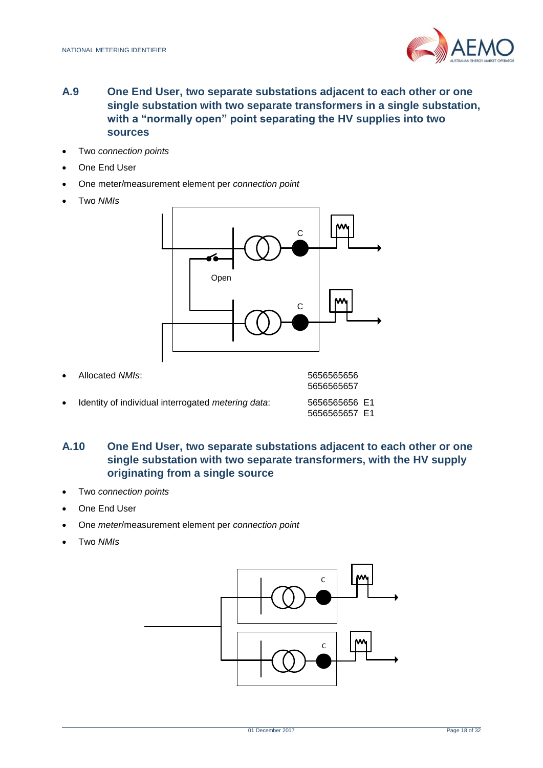## A.9 One End User, two separate substations adjacent to each other or one single substation with two separate transformers in a single substation, with a "normally open" point separating the HV supplies into two sources

- Two *connection points*
- One End User
- One meter/measurement element per *connection point*
- Two *NMIs*

- Allocated *NMIs*: 5656565656, 5656565657
- Identity of individual interrogated *metering data*: 5656565656 E1, 5656565657 E1

## A.10 One End User, two separate substations adjacent to each other or one single substation with two separate transformers, with the HV supply originating from a single source

- Two *connection points*
- One End User
- One *meter*/measurement element per *connection point*
- Two *NMIs*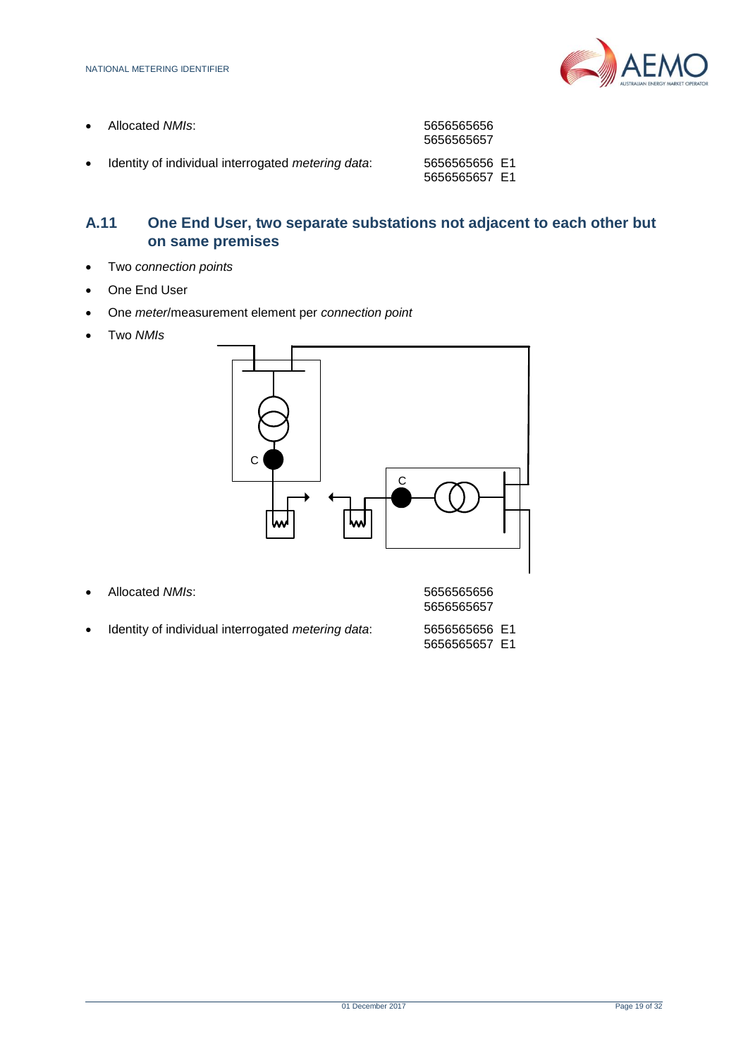- Allocated *NMIs*: 5656565656
  5656565657
- Identity of individual interrogated *metering data*: 5656565656 E1
  5656565657 E1

## A.11 One End User, two separate substations not adjacent to each other but on same premises

- Two *connection points*
- One End User
- One *meter*/measurement element per *connection point*
- Two *NMIs*

- Allocated *NMIs*: 5656565656
  5656565657
- Identity of individual interrogated *metering data*: 5656565656 E1
  5656565657 E1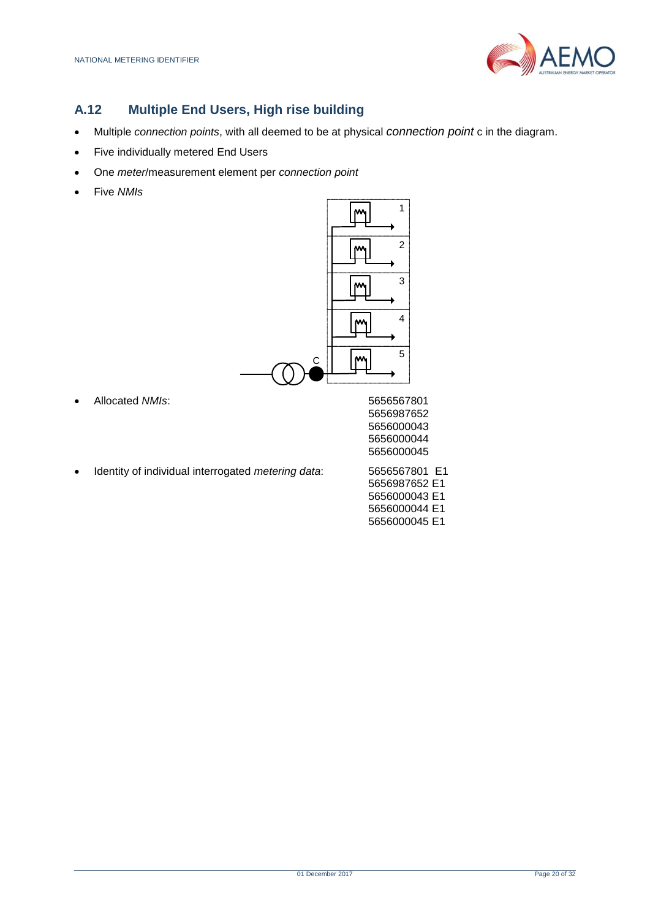## A.12 Multiple End Users, High rise building

- Multiple *connection points*, with all deemed to be at physical *connection point* c in the diagram.
- Five individually metered End Users
- One *meter*/measurement element per *connection point*
- Five *NMIs*

- Allocated *NMIs*: 5656567801, 5656987652, 5656000043, 5656000044, 5656000045

- Identity of individual interrogated *metering data*: 5656567801 E1, 5656987652 E1, 5656000043 E1, 5656000044 E1, 5656000045 E1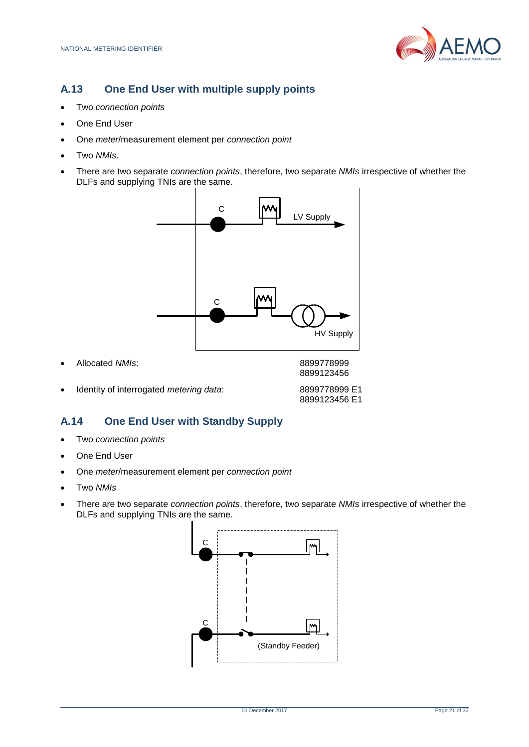## A.13 One End User with multiple supply points

- Two *connection points*
- One End User
- One *meter*/measurement element per *connection point*
- Two *NMIs*.
- There are two separate *connection points*, therefore, two separate *NMIs* irrespective of whether the DLFs and supplying TNIs are the same.

- Allocated *NMIs*: 8899778999 8899123456
- Identity of interrogated *metering data*: 8899778999 E1 8899123456 E1

## A.14 One End User with Standby Supply

- Two *connection points*
- One End User
- One *meter*/measurement element per *connection point*
- Two *NMIs*
- There are two separate *connection points*, therefore, two separate *NMIs* irrespective of whether the DLFs and supplying TNIs are the same.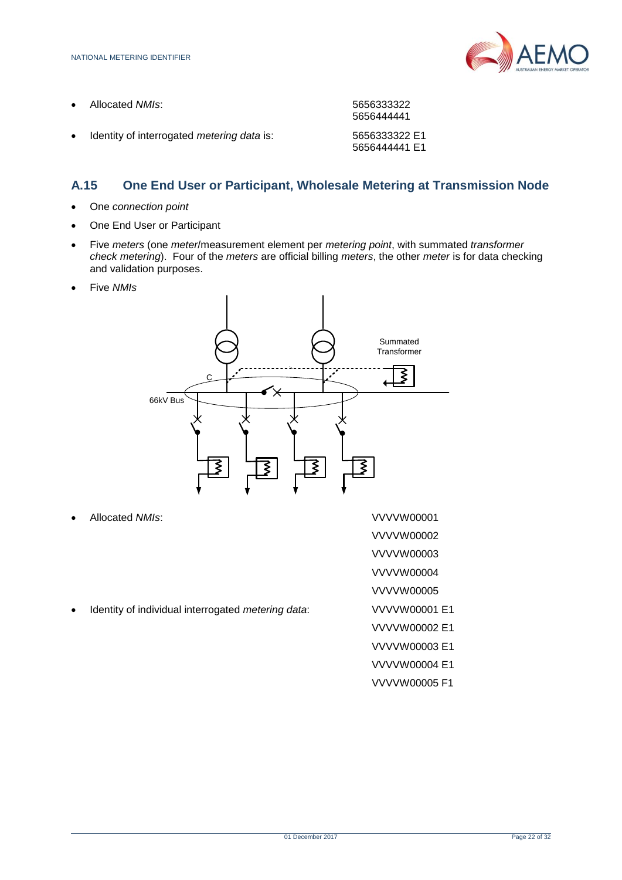- Allocated *NMIs*: 5656333322
  5656444441
- Identity of interrogated *metering data* is: 5656333322 E1
  5656444441 E1

## A.15 One End User or Participant, Wholesale Metering at Transmission Node

- One *connection point*
- One End User or Participant
- Five *meters* (one *meter*/measurement element per *metering point*, with summated *transformer check metering*). Four of the *meters* are official billing *meters*, the other *meter* is for data checking and validation purposes.
- Five *NMIs*

- Allocated *NMIs*: VVVVW00001
  VVVVW00002
  VVVVW00003
  VVVVW00004
  VVVVW00005
- Identity of individual interrogated *metering data*: VVVVW00001 E1
  VVVVW00002 E1
  VVVVW00003 E1
  VVVVW00004 E1
  VVVVW00005 F1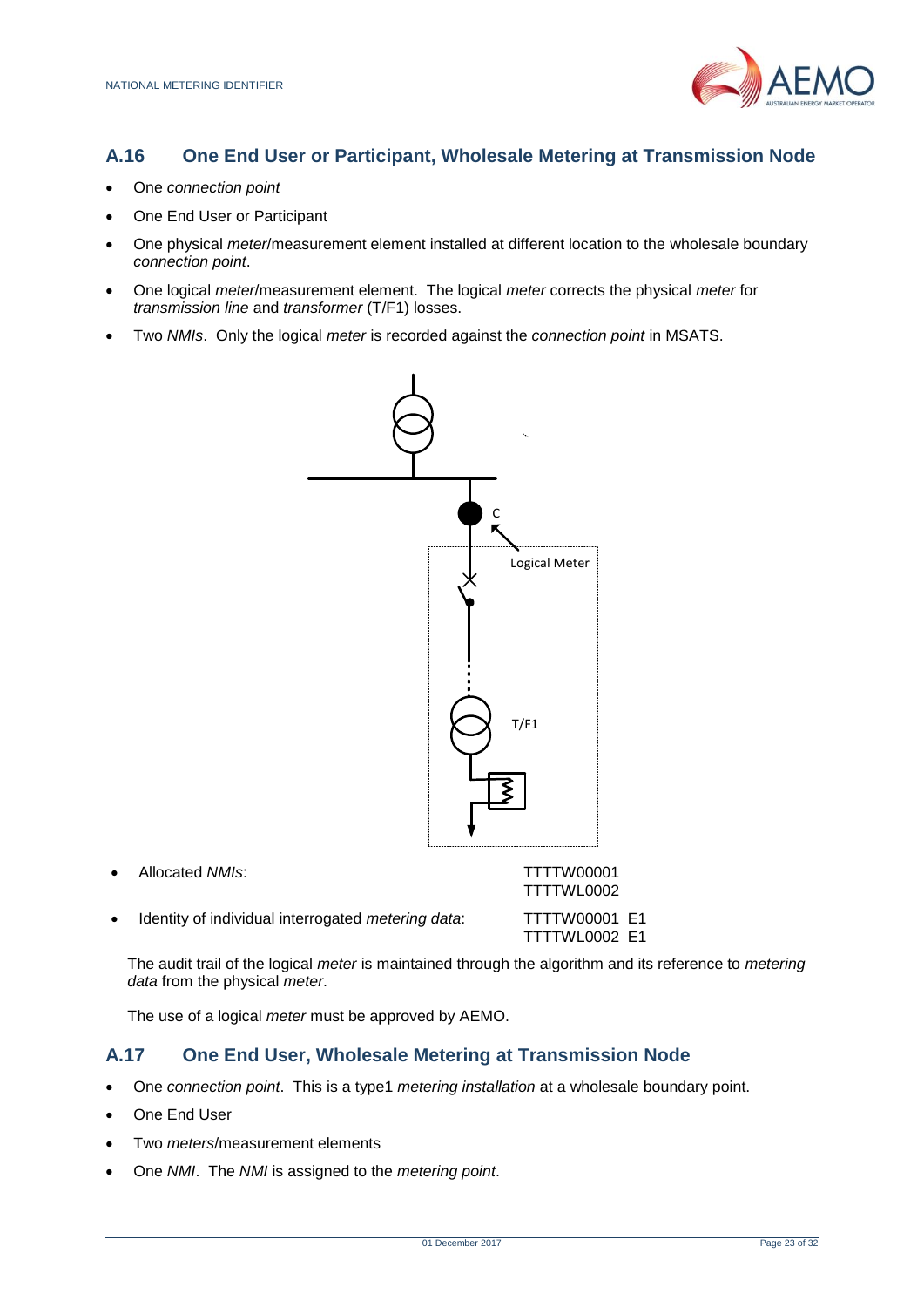## A.16 One End User or Participant, Wholesale Metering at Transmission Node

- One *connection point*
- One End User or Participant
- One physical *meter*/measurement element installed at different location to the wholesale boundary *connection point*.
- One logical *meter*/measurement element. The logical *meter* corrects the physical *meter* for *transmission line* and *transformer* (T/F1) losses.
- Two *NMIs*. Only the logical *meter* is recorded against the *connection point* in MSATS.

C

Logical Meter

T/F1

- Allocated *NMIs*: TTTTW00001 TTTTWL0002
- Identity of individual interrogated *metering data*: TTTTW00001 E1 TTTTWL0002 E1

The audit trail of the logical *meter* is maintained through the algorithm and its reference to *metering data* from the physical *meter*.

The use of a logical *meter* must be approved by AEMO.

## A.17 One End User, Wholesale Metering at Transmission Node

- One *connection point*. This is a type1 *metering installation* at a wholesale boundary point.
- One End User
- Two *meters*/measurement elements
- One *NMI*. The *NMI* is assigned to the *metering point*.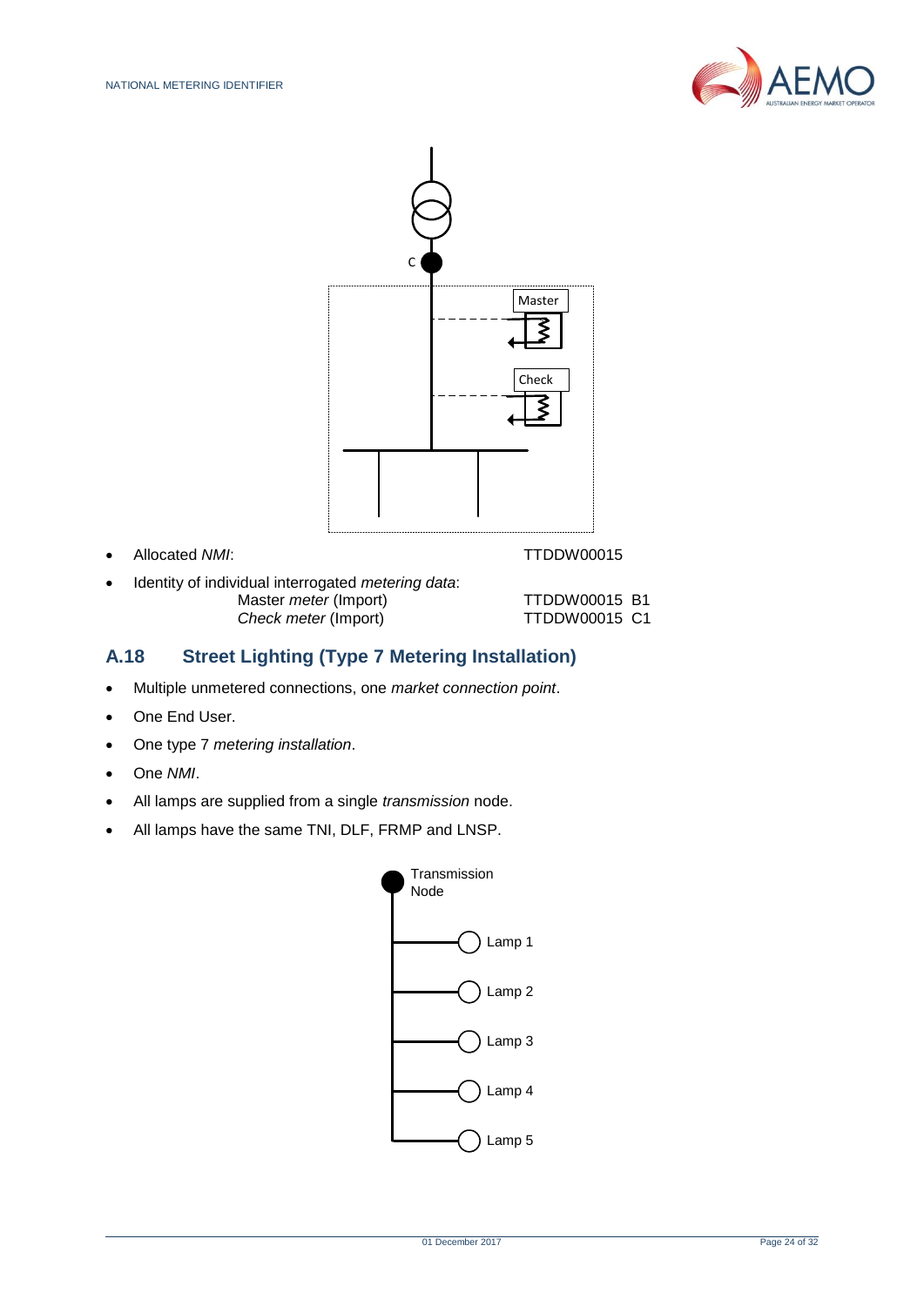- Allocated *NMI*: TTDDW00015
- Identity of individual interrogated *metering data*:

| | |
|---|---|
| Master *meter* (Import) | TTDDW00015 B1 |
| *Check meter* (Import) | TTDDW00015 C1 |

## A.18 Street Lighting (Type 7 Metering Installation)

- Multiple unmetered connections, one *market connection point*.
- One End User.
- One type 7 *metering installation*.
- One *NMI*.
- All lamps are supplied from a single *transmission* node.
- All lamps have the same TNI, DLF, FRMP and LNSP.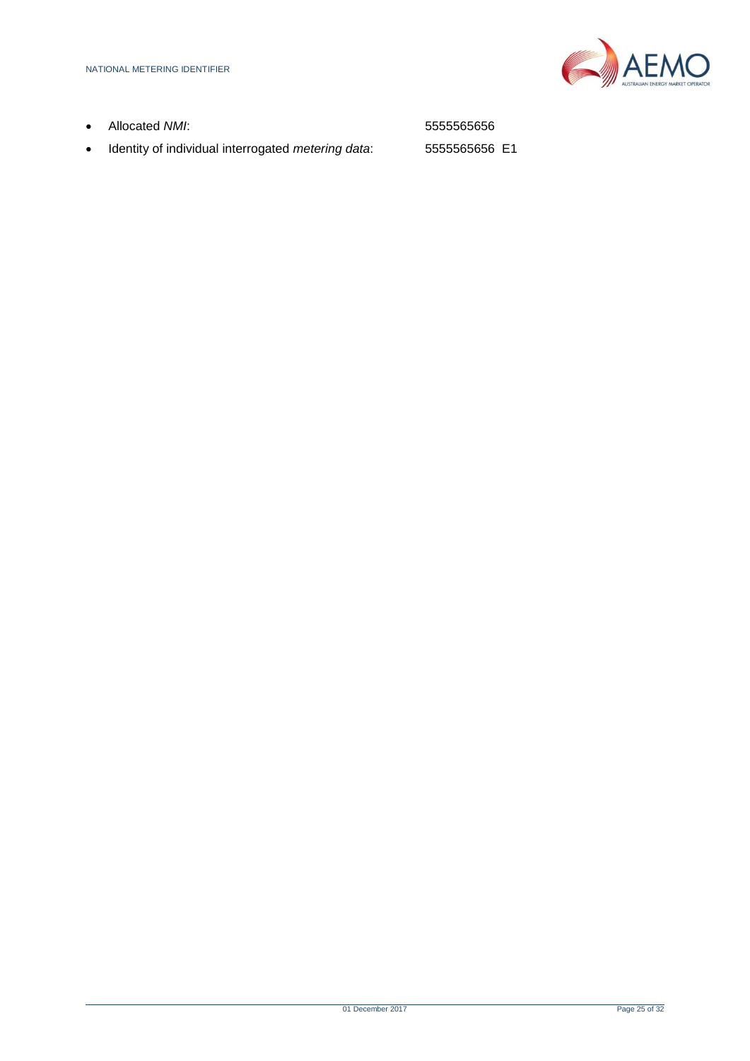- Allocated *NMI*: 5555565656
- Identity of individual interrogated *metering data*: 5555565656 E1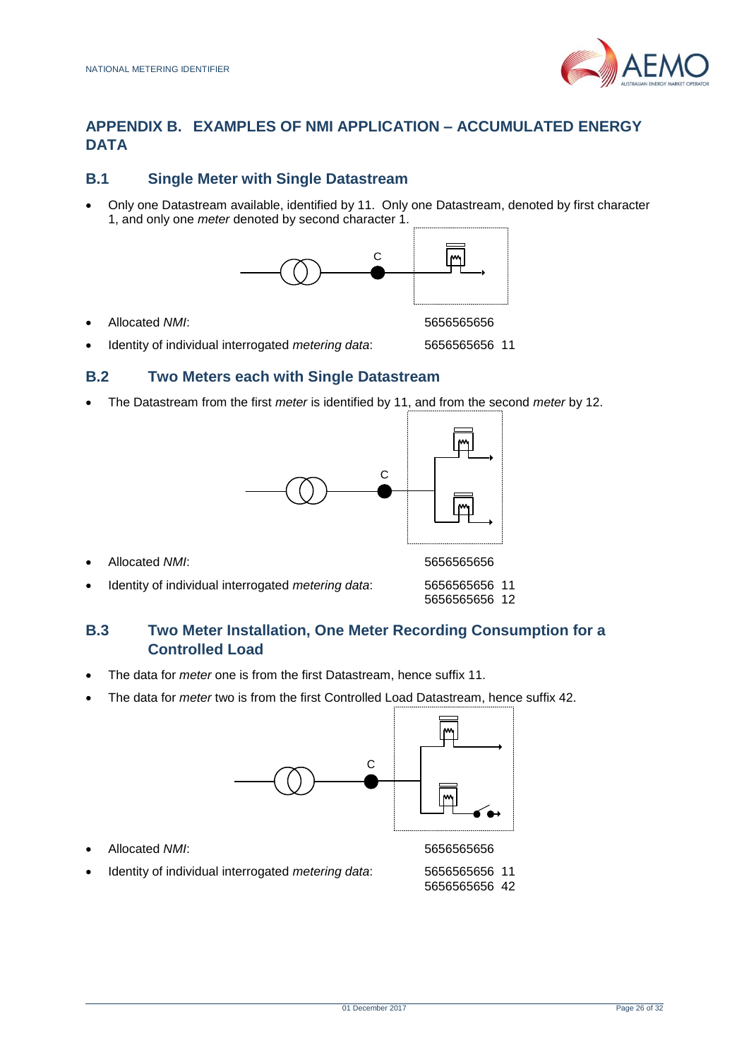## APPENDIX B. EXAMPLES OF NMI APPLICATION – ACCUMULATED ENERGY DATA

### B.1 Single Meter with Single Datastream

- Only one Datastream available, identified by 11. Only one Datastream, denoted by first character 1, and only one *meter* denoted by second character 1.

- Allocated *NMI*: 5656565656
- Identity of individual interrogated *metering data*: 5656565656 11

### B.2 Two Meters each with Single Datastream

- The Datastream from the first *meter* is identified by 11, and from the second *meter* by 12.

- Allocated *NMI*: 5656565656
- Identity of individual interrogated *metering data*: 5656565656 11
  5656565656 12

### B.3 Two Meter Installation, One Meter Recording Consumption for a Controlled Load

- The data for *meter* one is from the first Datastream, hence suffix 11.
- The data for *meter* two is from the first Controlled Load Datastream, hence suffix 42.

- Allocated *NMI*: 5656565656
- Identity of individual interrogated *metering data*: 5656565656 11
  5656565656 42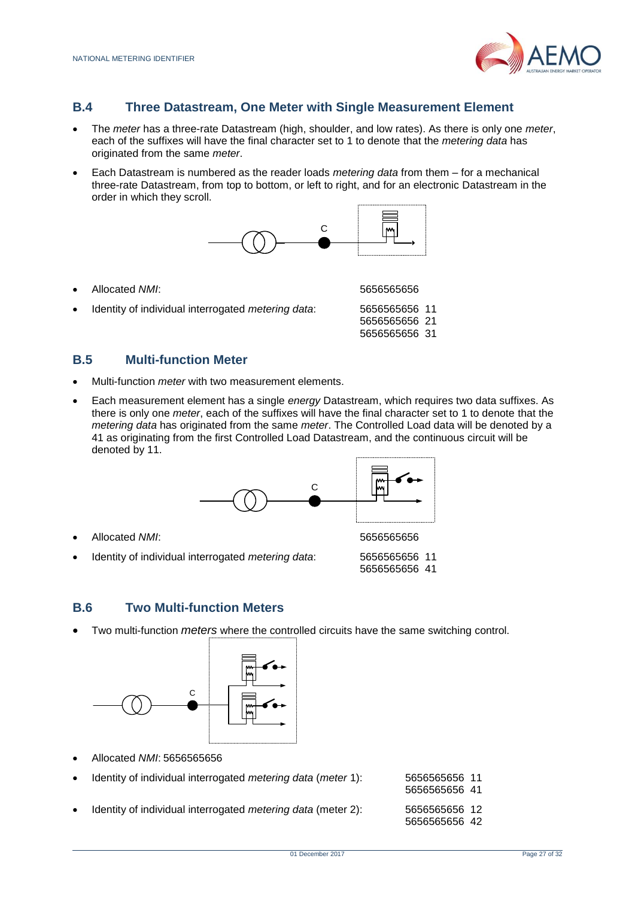## B.4 Three Datastream, One Meter with Single Measurement Element

- The *meter* has a three-rate Datastream (high, shoulder, and low rates). As there is only one *meter*, each of the suffixes will have the final character set to 1 to denote that the *metering data* has originated from the same *meter*.
- Each Datastream is numbered as the reader loads *metering data* from them – for a mechanical three-rate Datastream, from top to bottom, or left to right, and for an electronic Datastream in the order in which they scroll.

- Allocated *NMI*: 5656565656
- Identity of individual interrogated *metering data*: 5656565656 11
  5656565656 21
  5656565656 31

## B.5 Multi-function Meter

- Multi-function *meter* with two measurement elements.
- Each measurement element has a single *energy* Datastream, which requires two data suffixes. As there is only one *meter*, each of the suffixes will have the final character set to 1 to denote that the *metering data* has originated from the same *meter*. The Controlled Load data will be denoted by a 41 as originating from the first Controlled Load Datastream, and the continuous circuit will be denoted by 11.

- Allocated *NMI*: 5656565656
- Identity of individual interrogated *metering data*: 5656565656 11
  5656565656 41

## B.6 Two Multi-function Meters

- Two multi-function *meters* where the controlled circuits have the same switching control.

- Allocated *NMI*: 5656565656
- Identity of individual interrogated *metering data* (*meter* 1): 5656565656 11
  5656565656 41
- Identity of individual interrogated *metering data* (meter 2): 5656565656 12
  5656565656 42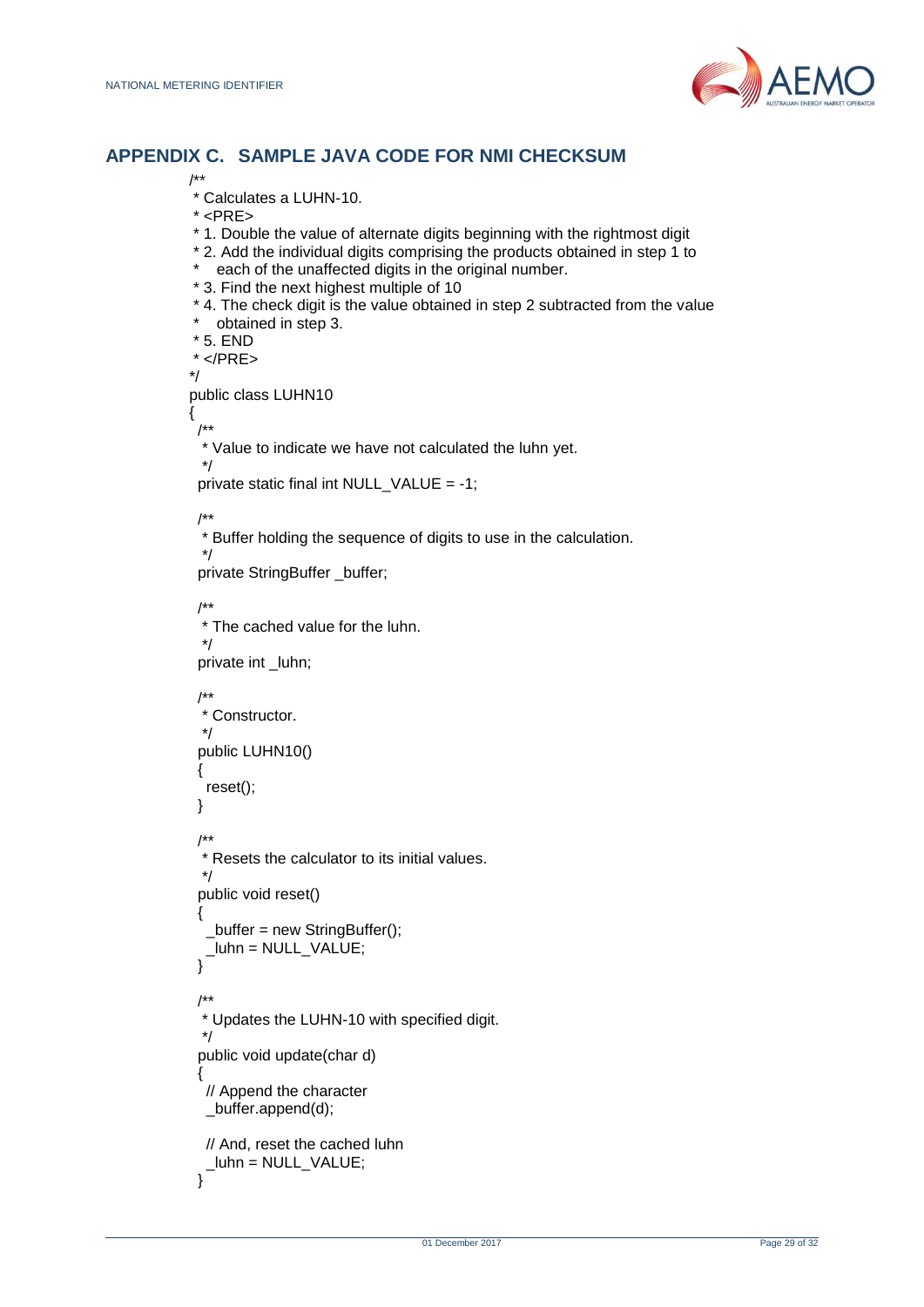## APPENDIX C. SAMPLE JAVA CODE FOR NMI CHECKSUM

```
/**
 * Calculates a LUHN-10.
 * <PRE>
 * 1. Double the value of alternate digits beginning with the rightmost digit
 * 2. Add the individual digits comprising the products obtained in step 1 to
 *    each of the unaffected digits in the original number.
 * 3. Find the next highest multiple of 10
 * 4. The check digit is the value obtained in step 2 subtracted from the value
 *    obtained in step 3.
 * 5. END
 * </PRE>
*/
public class LUHN10
{
  /**
   * Value to indicate we have not calculated the luhn yet.
   */
  private static final int NULL_VALUE = -1;

  /**
   * Buffer holding the sequence of digits to use in the calculation.
   */
  private StringBuffer _buffer;

  /**
   * The cached value for the luhn.
   */
  private int _luhn;

  /**
   * Constructor.
   */
  public LUHN10()
  {
    reset();
  }

  /**
   * Resets the calculator to its initial values.
   */
  public void reset()
  {
    _buffer = new StringBuffer();
    _luhn = NULL_VALUE;
  }

  /**
   * Updates the LUHN-10 with specified digit.
   */
  public void update(char d)
  {
    // Append the character
    _buffer.append(d);

    // And, reset the cached luhn
    _luhn = NULL_VALUE;
  }
```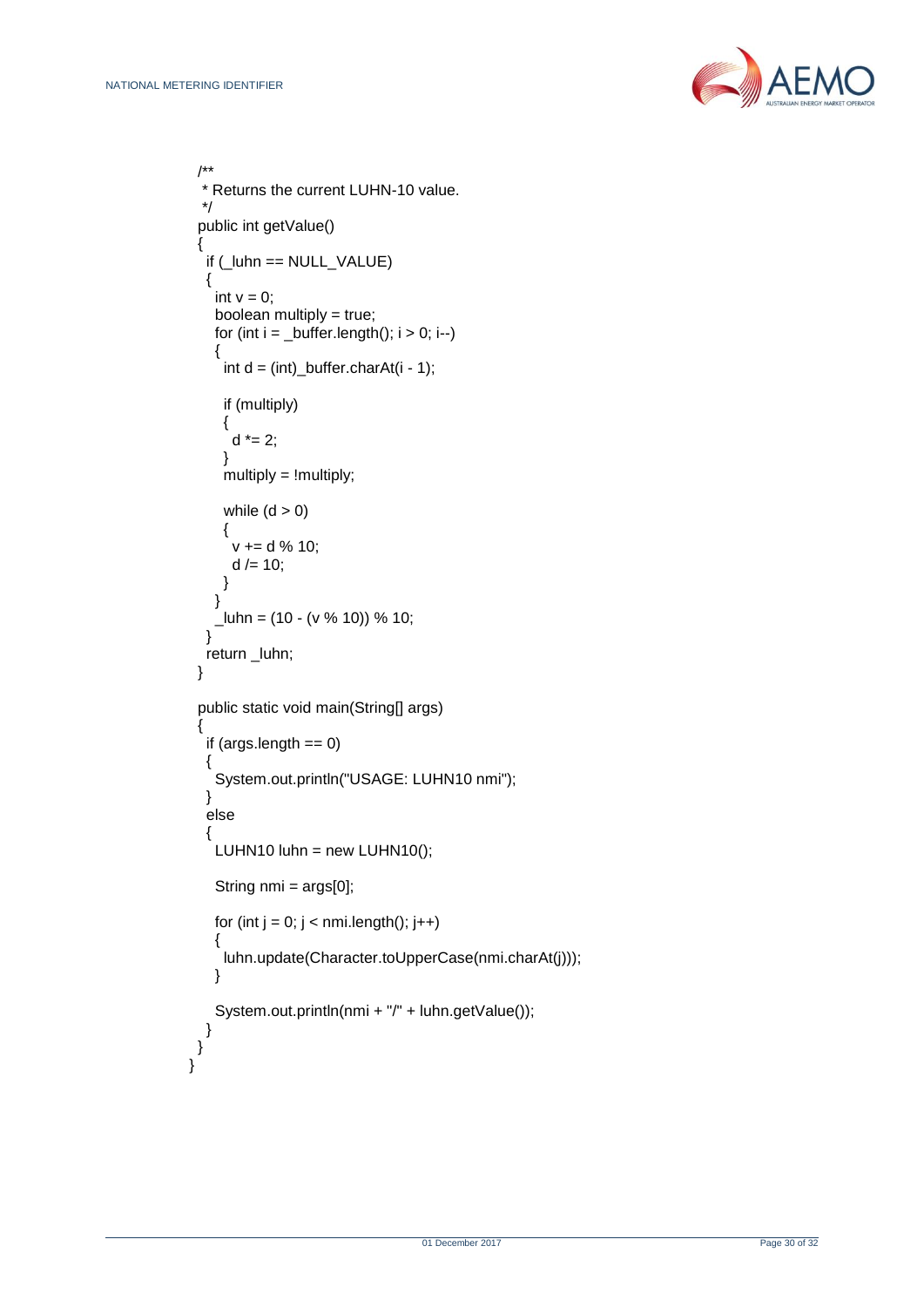```
  /**
   * Returns the current LUHN-10 value.
   */
  public int getValue()
  {
    if (_luhn == NULL_VALUE)
    {
      int v = 0;
      boolean multiply = true;
      for (int i = _buffer.length(); i > 0; i--)
      {
        int d = (int)_buffer.charAt(i - 1);

        if (multiply)
        {
          d *= 2;
        }
        multiply = !multiply;

        while (d > 0)
        {
          v += d % 10;
          d /= 10;
        }
      }
      _luhn = (10 - (v % 10)) % 10;
    }
    return _luhn;
  }

  public static void main(String[] args)
  {
    if (args.length == 0)
    {
      System.out.println("USAGE: LUHN10 nmi");
    }
    else
    {
      LUHN10 luhn = new LUHN10();

      String nmi = args[0];

      for (int j = 0; j < nmi.length(); j++)
      {
        luhn.update(Character.toUpperCase(nmi.charAt(j)));
      }

      System.out.println(nmi + "/" + luhn.getValue());
    }
  }
}
```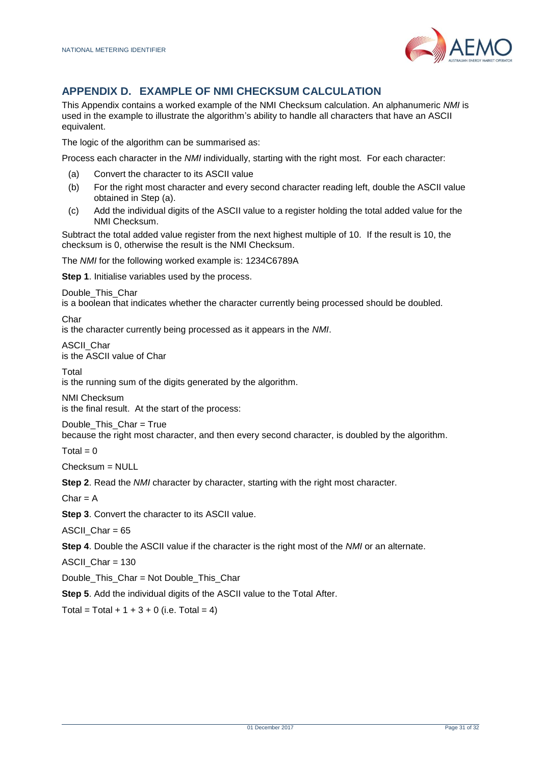## APPENDIX D. EXAMPLE OF NMI CHECKSUM CALCULATION

This Appendix contains a worked example of the NMI Checksum calculation. An alphanumeric *NMI* is used in the example to illustrate the algorithm's ability to handle all characters that have an ASCII equivalent.

The logic of the algorithm can be summarised as:

Process each character in the *NMI* individually, starting with the right most. For each character:

(a) Convert the character to its ASCII value

(b) For the right most character and every second character reading left, double the ASCII value obtained in Step (a).

(c) Add the individual digits of the ASCII value to a register holding the total added value for the NMI Checksum.

Subtract the total added value register from the next highest multiple of 10. If the result is 10, the checksum is 0, otherwise the result is the NMI Checksum.

The *NMI* for the following worked example is: 1234C6789A

**Step 1**. Initialise variables used by the process.

Double_This_Char
is a boolean that indicates whether the character currently being processed should be doubled.

Char
is the character currently being processed as it appears in the *NMI*.

ASCII_Char
is the ASCII value of Char

Total
is the running sum of the digits generated by the algorithm.

NMI Checksum
is the final result. At the start of the process:

Double_This_Char = True
because the right most character, and then every second character, is doubled by the algorithm.

Total = 0

Checksum = NULL

**Step 2**. Read the *NMI* character by character, starting with the right most character.

Char = A

**Step 3**. Convert the character to its ASCII value.

ASCII_Char = 65

**Step 4**. Double the ASCII value if the character is the right most of the *NMI* or an alternate.

ASCII_Char = 130

Double_This_Char = Not Double_This_Char

**Step 5**. Add the individual digits of the ASCII value to the Total After.

Total = Total + 1 + 3 + 0 (i.e. Total = 4)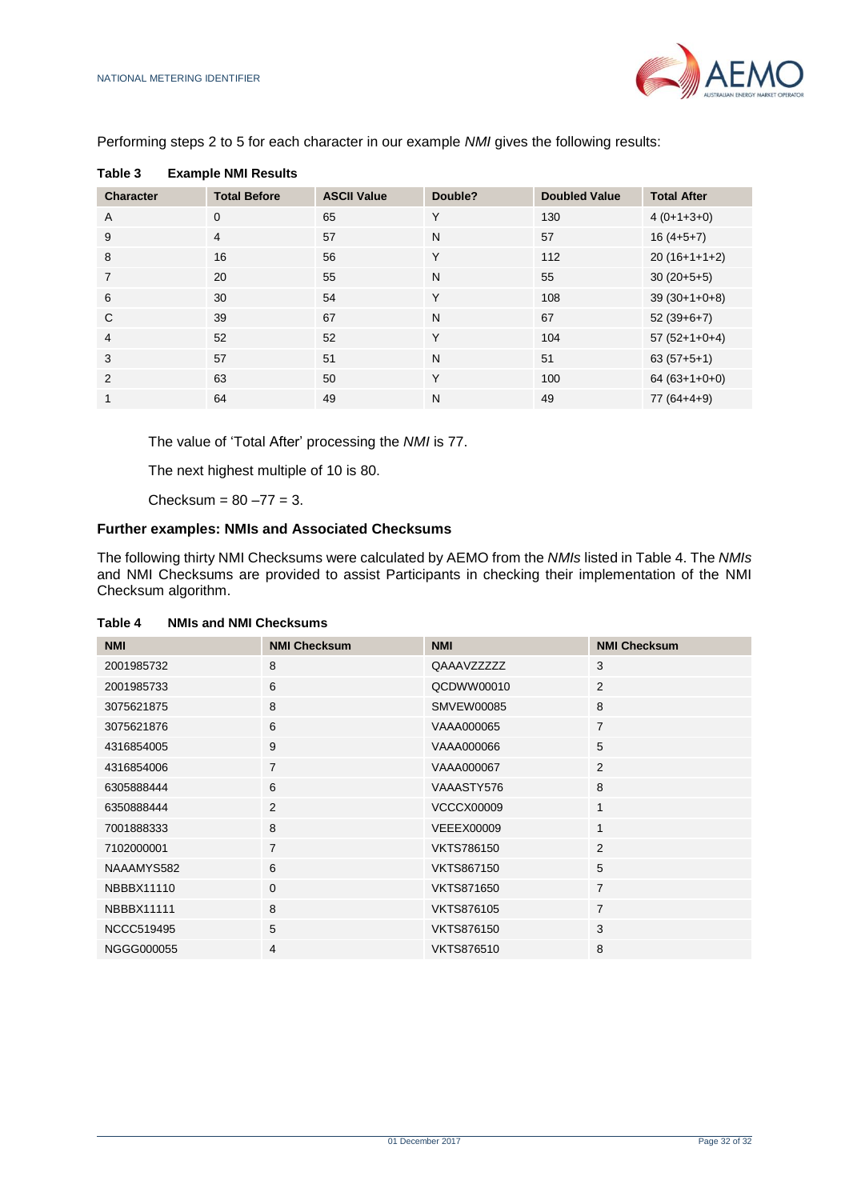Performing steps 2 to 5 for each character in our example *NMI* gives the following results:

**Table 3 Example NMI Results**

| Character | Total Before | ASCII Value | Double? | Doubled Value | Total After |
|---|---|---|---|---|---|
| A | 0 | 65 | Y | 130 | 4 (0+1+3+0) |
| 9 | 4 | 57 | N | 57 | 16 (4+5+7) |
| 8 | 16 | 56 | Y | 112 | 20 (16+1+1+2) |
| 7 | 20 | 55 | N | 55 | 30 (20+5+5) |
| 6 | 30 | 54 | Y | 108 | 39 (30+1+0+8) |
| C | 39 | 67 | N | 67 | 52 (39+6+7) |
| 4 | 52 | 52 | Y | 104 | 57 (52+1+0+4) |
| 3 | 57 | 51 | N | 51 | 63 (57+5+1) |
| 2 | 63 | 50 | Y | 100 | 64 (63+1+0+0) |
| 1 | 64 | 49 | N | 49 | 77 (64+4+9) |

The value of 'Total After' processing the *NMI* is 77.

The next highest multiple of 10 is 80.

Checksum = 80 –77 = 3.

### Further examples: NMIs and Associated Checksums

The following thirty NMI Checksums were calculated by AEMO from the *NMIs* listed in Table 4. The *NMIs* and NMI Checksums are provided to assist Participants in checking their implementation of the NMI Checksum algorithm.

**Table 4 NMIs and NMI Checksums**

| NMI | NMI Checksum | NMI | NMI Checksum |
|---|---|---|---|
| 2001985732 | 8 | QAAAVZZZZZ | 3 |
| 2001985733 | 6 | QCDWW00010 | 2 |
| 3075621875 | 8 | SMVEW00085 | 8 |
| 3075621876 | 6 | VAAA000065 | 7 |
| 4316854005 | 9 | VAAA000066 | 5 |
| 4316854006 | 7 | VAAA000067 | 2 |
| 6305888444 | 6 | VAAASTY576 | 8 |
| 6350888444 | 2 | VCCCX00009 | 1 |
| 7001888333 | 8 | VEEEX00009 | 1 |
| 7102000001 | 7 | VKTS786150 | 2 |
| NAAAMYS582 | 6 | VKTS867150 | 5 |
| NBBBX11110 | 0 | VKTS871650 | 7 |
| NBBBX11111 | 8 | VKTS876105 | 7 |
| NCCC519495 | 5 | VKTS876150 | 3 |
| NGGG000055 | 4 | VKTS876510 | 8 |